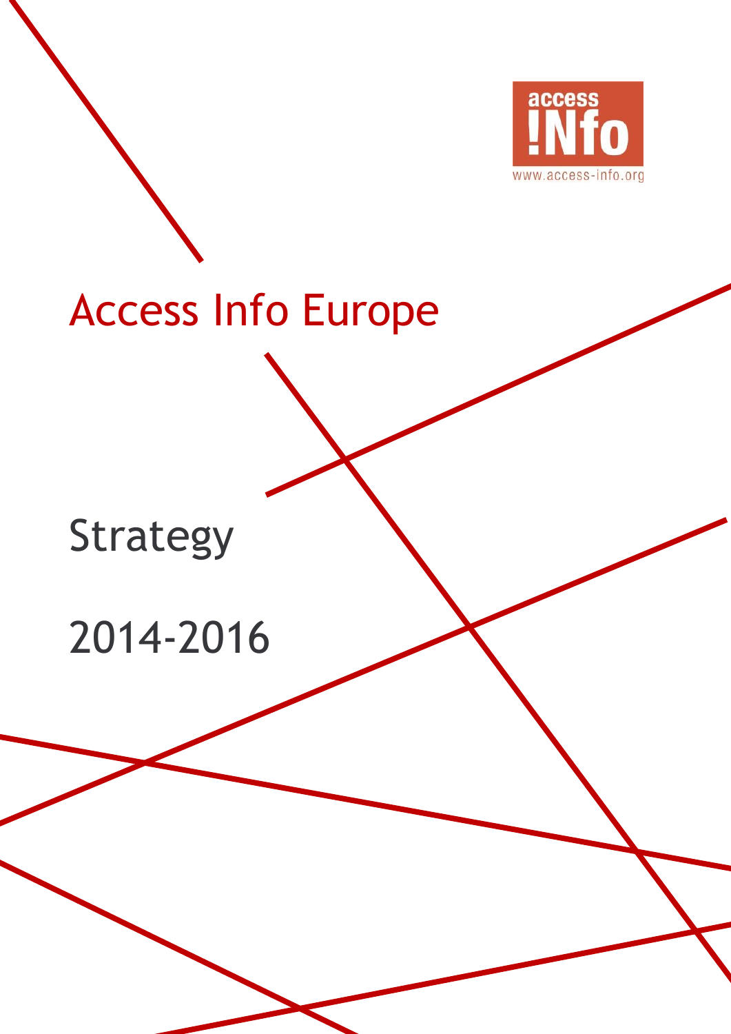access !Nfo www.access-info.org

# Access Info Europe

## Strategy

## 2014-2016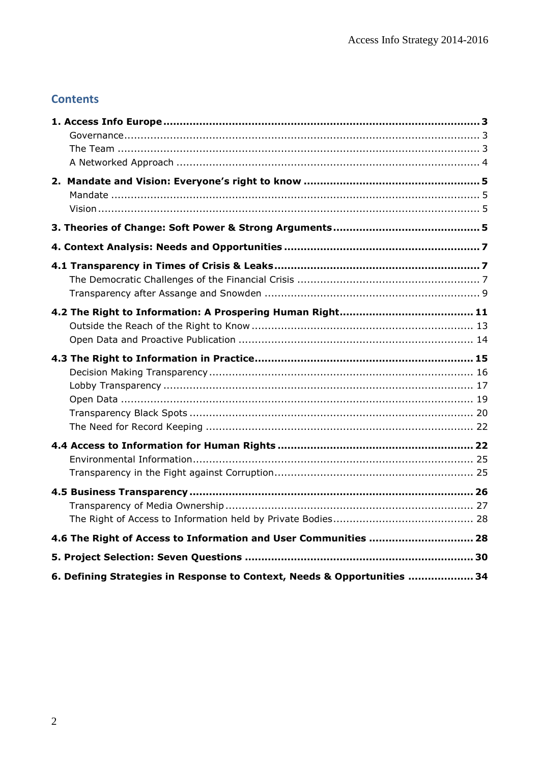## Contents

**1. Access Info Europe** ........ **3**
- Governance ........ 3
- The Team ........ 3
- A Networked Approach ........ 4

**2. Mandate and Vision: Everyone's right to know** ........ **5**
- Mandate ........ 5
- Vision ........ 5

**3. Theories of Change: Soft Power & Strong Arguments** ........ **5**

**4. Context Analysis: Needs and Opportunities** ........ **7**

**4.1 Transparency in Times of Crisis & Leaks** ........ **7**
- The Democratic Challenges of the Financial Crisis ........ 7
- Transparency after Assange and Snowden ........ 9

**4.2 The Right to Information: A Prospering Human Right** ........ **11**
- Outside the Reach of the Right to Know ........ 13
- Open Data and Proactive Publication ........ 14

**4.3 The Right to Information in Practice** ........ **15**
- Decision Making Transparency ........ 16
- Lobby Transparency ........ 17
- Open Data ........ 19
- Transparency Black Spots ........ 20
- The Need for Record Keeping ........ 22

**4.4 Access to Information for Human Rights** ........ **22**
- Environmental Information ........ 25
- Transparency in the Fight against Corruption ........ 25

**4.5 Business Transparency** ........ **26**
- Transparency of Media Ownership ........ 27
- The Right of Access to Information held by Private Bodies ........ 28

**4.6 The Right of Access to Information and User Communities** ........ **28**

**5. Project Selection: Seven Questions** ........ **30**

**6. Defining Strategies in Response to Context, Needs & Opportunities** ........ **34**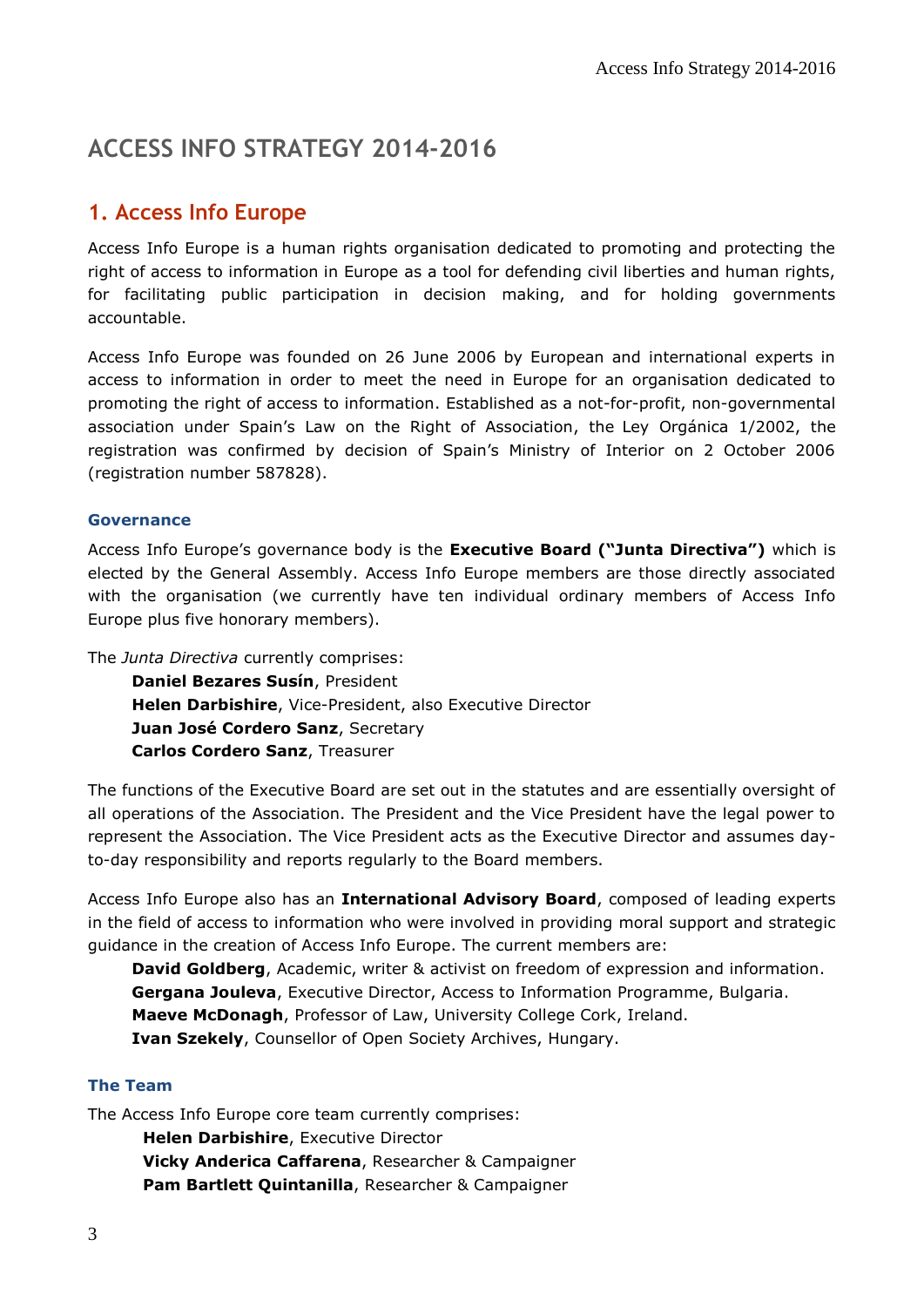# ACCESS INFO STRATEGY 2014-2016

## 1. Access Info Europe

Access Info Europe is a human rights organisation dedicated to promoting and protecting the right of access to information in Europe as a tool for defending civil liberties and human rights, for facilitating public participation in decision making, and for holding governments accountable.

Access Info Europe was founded on 26 June 2006 by European and international experts in access to information in order to meet the need in Europe for an organisation dedicated to promoting the right of access to information. Established as a not-for-profit, non-governmental association under Spain's Law on the Right of Association, the Ley Orgánica 1/2002, the registration was confirmed by decision of Spain's Ministry of Interior on 2 October 2006 (registration number 587828).

### Governance

Access Info Europe's governance body is the **Executive Board ("Junta Directiva")** which is elected by the General Assembly. Access Info Europe members are those directly associated with the organisation (we currently have ten individual ordinary members of Access Info Europe plus five honorary members).

The *Junta Directiva* currently comprises:

**Daniel Bezares Susín**, President
**Helen Darbishire**, Vice-President, also Executive Director
**Juan José Cordero Sanz**, Secretary
**Carlos Cordero Sanz**, Treasurer

The functions of the Executive Board are set out in the statutes and are essentially oversight of all operations of the Association. The President and the Vice President have the legal power to represent the Association. The Vice President acts as the Executive Director and assumes day-to-day responsibility and reports regularly to the Board members.

Access Info Europe also has an **International Advisory Board**, composed of leading experts in the field of access to information who were involved in providing moral support and strategic guidance in the creation of Access Info Europe. The current members are:

**David Goldberg**, Academic, writer & activist on freedom of expression and information.
**Gergana Jouleva**, Executive Director, Access to Information Programme, Bulgaria.
**Maeve McDonagh**, Professor of Law, University College Cork, Ireland.
**Ivan Szekely**, Counsellor of Open Society Archives, Hungary.

### The Team

The Access Info Europe core team currently comprises:

**Helen Darbishire**, Executive Director
**Vicky Anderica Caffarena**, Researcher & Campaigner
**Pam Bartlett Quintanilla**, Researcher & Campaigner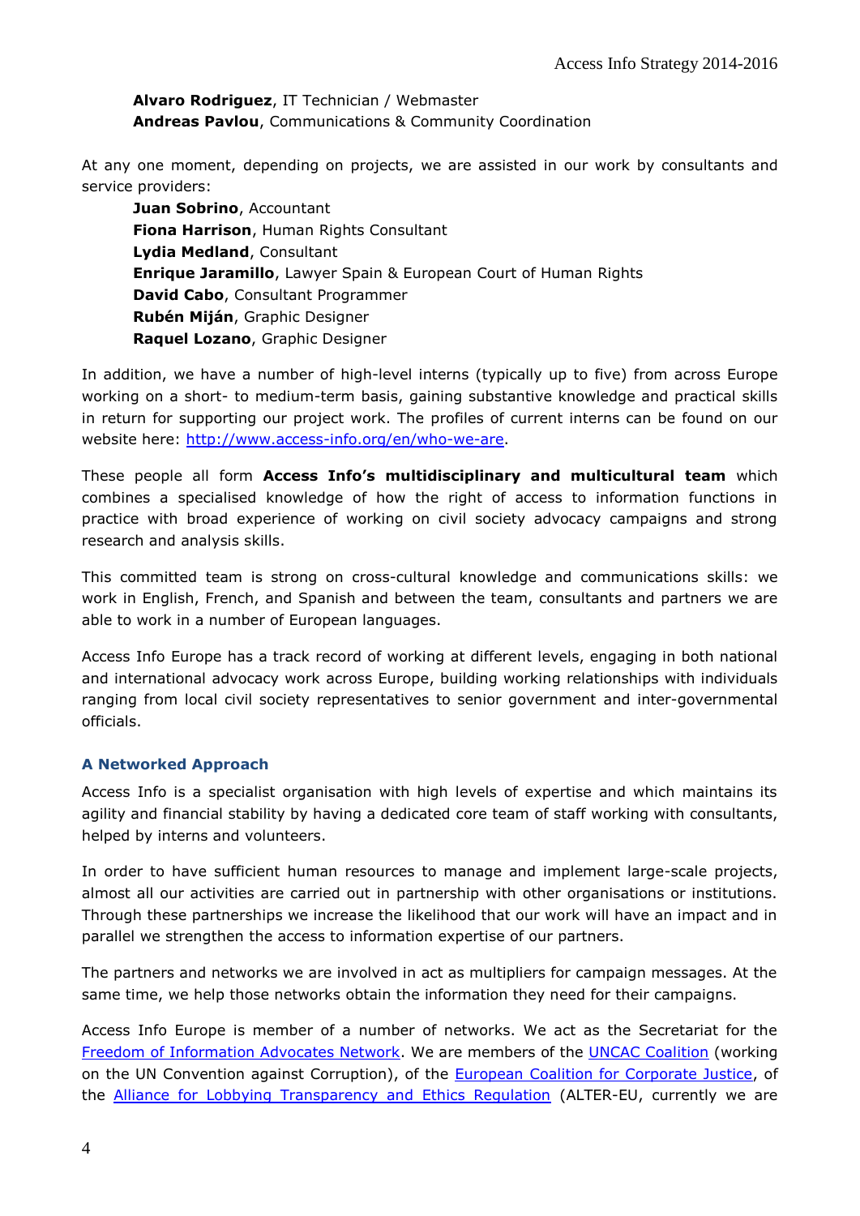**Alvaro Rodriguez**, IT Technician / Webmaster
**Andreas Pavlou**, Communications & Community Coordination

At any one moment, depending on projects, we are assisted in our work by consultants and service providers:

**Juan Sobrino**, Accountant
**Fiona Harrison**, Human Rights Consultant
**Lydia Medland**, Consultant
**Enrique Jaramillo**, Lawyer Spain & European Court of Human Rights
**David Cabo**, Consultant Programmer
**Rubén Miján**, Graphic Designer
**Raquel Lozano**, Graphic Designer

In addition, we have a number of high-level interns (typically up to five) from across Europe working on a short- to medium-term basis, gaining substantive knowledge and practical skills in return for supporting our project work. The profiles of current interns can be found on our website here: [http://www.access-info.org/en/who-we-are](http://www.access-info.org/en/who-we-are).

These people all form **Access Info's multidisciplinary and multicultural team** which combines a specialised knowledge of how the right of access to information functions in practice with broad experience of working on civil society advocacy campaigns and strong research and analysis skills.

This committed team is strong on cross-cultural knowledge and communications skills: we work in English, French, and Spanish and between the team, consultants and partners we are able to work in a number of European languages.

Access Info Europe has a track record of working at different levels, engaging in both national and international advocacy work across Europe, building working relationships with individuals ranging from local civil society representatives to senior government and inter-governmental officials.

### A Networked Approach

Access Info is a specialist organisation with high levels of expertise and which maintains its agility and financial stability by having a dedicated core team of staff working with consultants, helped by interns and volunteers.

In order to have sufficient human resources to manage and implement large-scale projects, almost all our activities are carried out in partnership with other organisations or institutions. Through these partnerships we increase the likelihood that our work will have an impact and in parallel we strengthen the access to information expertise of our partners.

The partners and networks we are involved in act as multipliers for campaign messages. At the same time, we help those networks obtain the information they need for their campaigns.

Access Info Europe is member of a number of networks. We act as the Secretariat for the Freedom of Information Advocates Network. We are members of the UNCAC Coalition (working on the UN Convention against Corruption), of the European Coalition for Corporate Justice, of the Alliance for Lobbying Transparency and Ethics Regulation (ALTER-EU, currently we are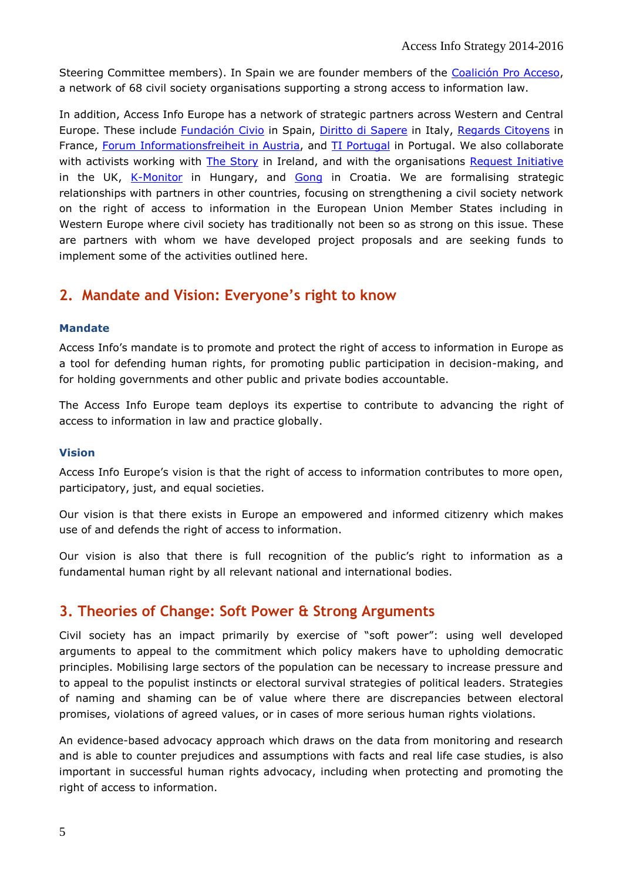Steering Committee members). In Spain we are founder members of the Coalición Pro Acceso, a network of 68 civil society organisations supporting a strong access to information law.

In addition, Access Info Europe has a network of strategic partners across Western and Central Europe. These include Fundación Civio in Spain, Diritto di Sapere in Italy, Regards Citoyens in France, Forum Informationsfreiheit in Austria, and TI Portugal in Portugal. We also collaborate with activists working with The Story in Ireland, and with the organisations Request Initiative in the UK, K-Monitor in Hungary, and Gong in Croatia. We are formalising strategic relationships with partners in other countries, focusing on strengthening a civil society network on the right of access to information in the European Union Member States including in Western Europe where civil society has traditionally not been so as strong on this issue. These are partners with whom we have developed project proposals and are seeking funds to implement some of the activities outlined here.

## 2. Mandate and Vision: Everyone's right to know

### Mandate

Access Info's mandate is to promote and protect the right of access to information in Europe as a tool for defending human rights, for promoting public participation in decision-making, and for holding governments and other public and private bodies accountable.

The Access Info Europe team deploys its expertise to contribute to advancing the right of access to information in law and practice globally.

### Vision

Access Info Europe's vision is that the right of access to information contributes to more open, participatory, just, and equal societies.

Our vision is that there exists in Europe an empowered and informed citizenry which makes use of and defends the right of access to information.

Our vision is also that there is full recognition of the public's right to information as a fundamental human right by all relevant national and international bodies.

## 3. Theories of Change: Soft Power & Strong Arguments

Civil society has an impact primarily by exercise of "soft power": using well developed arguments to appeal to the commitment which policy makers have to upholding democratic principles. Mobilising large sectors of the population can be necessary to increase pressure and to appeal to the populist instincts or electoral survival strategies of political leaders. Strategies of naming and shaming can be of value where there are discrepancies between electoral promises, violations of agreed values, or in cases of more serious human rights violations.

An evidence-based advocacy approach which draws on the data from monitoring and research and is able to counter prejudices and assumptions with facts and real life case studies, is also important in successful human rights advocacy, including when protecting and promoting the right of access to information.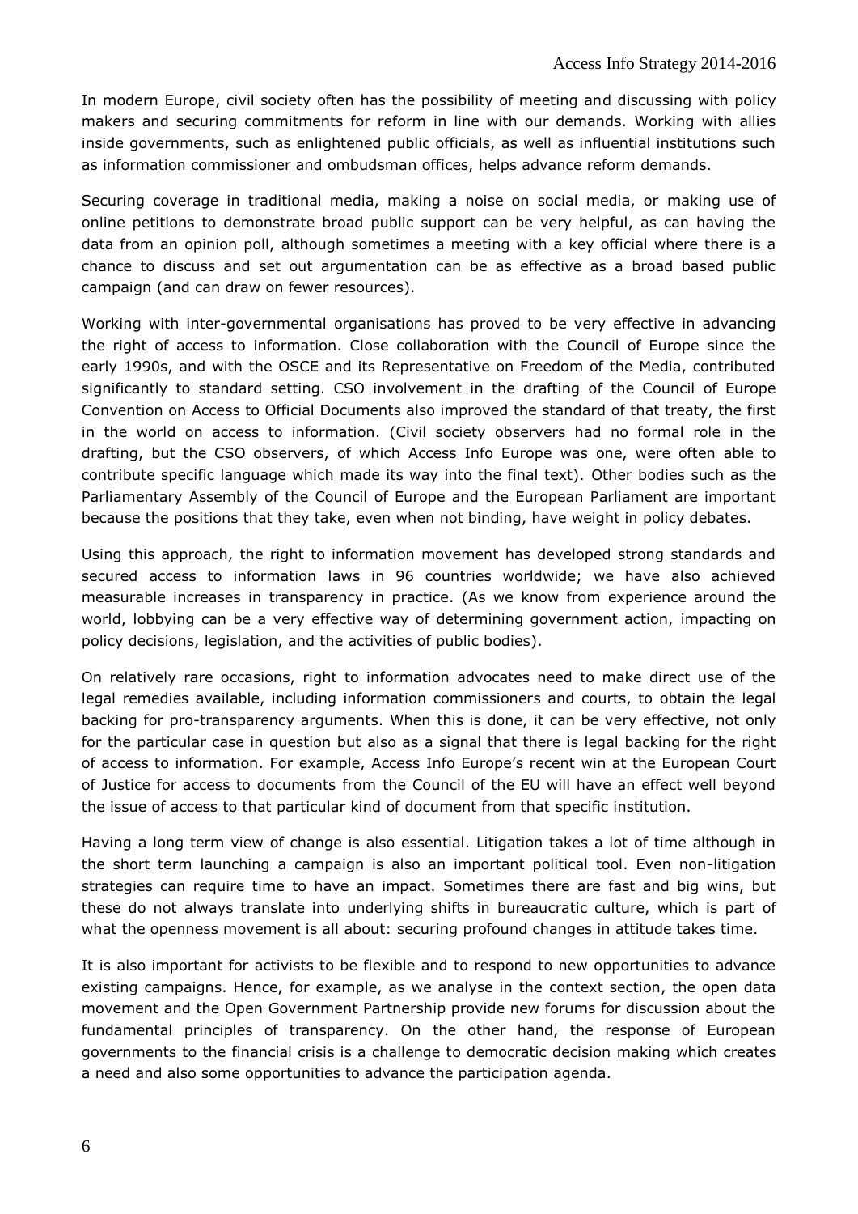In modern Europe, civil society often has the possibility of meeting and discussing with policy makers and securing commitments for reform in line with our demands. Working with allies inside governments, such as enlightened public officials, as well as influential institutions such as information commissioner and ombudsman offices, helps advance reform demands.

Securing coverage in traditional media, making a noise on social media, or making use of online petitions to demonstrate broad public support can be very helpful, as can having the data from an opinion poll, although sometimes a meeting with a key official where there is a chance to discuss and set out argumentation can be as effective as a broad based public campaign (and can draw on fewer resources).

Working with inter-governmental organisations has proved to be very effective in advancing the right of access to information. Close collaboration with the Council of Europe since the early 1990s, and with the OSCE and its Representative on Freedom of the Media, contributed significantly to standard setting. CSO involvement in the drafting of the Council of Europe Convention on Access to Official Documents also improved the standard of that treaty, the first in the world on access to information. (Civil society observers had no formal role in the drafting, but the CSO observers, of which Access Info Europe was one, were often able to contribute specific language which made its way into the final text). Other bodies such as the Parliamentary Assembly of the Council of Europe and the European Parliament are important because the positions that they take, even when not binding, have weight in policy debates.

Using this approach, the right to information movement has developed strong standards and secured access to information laws in 96 countries worldwide; we have also achieved measurable increases in transparency in practice. (As we know from experience around the world, lobbying can be a very effective way of determining government action, impacting on policy decisions, legislation, and the activities of public bodies).

On relatively rare occasions, right to information advocates need to make direct use of the legal remedies available, including information commissioners and courts, to obtain the legal backing for pro-transparency arguments. When this is done, it can be very effective, not only for the particular case in question but also as a signal that there is legal backing for the right of access to information. For example, Access Info Europe's recent win at the European Court of Justice for access to documents from the Council of the EU will have an effect well beyond the issue of access to that particular kind of document from that specific institution.

Having a long term view of change is also essential. Litigation takes a lot of time although in the short term launching a campaign is also an important political tool. Even non-litigation strategies can require time to have an impact. Sometimes there are fast and big wins, but these do not always translate into underlying shifts in bureaucratic culture, which is part of what the openness movement is all about: securing profound changes in attitude takes time.

It is also important for activists to be flexible and to respond to new opportunities to advance existing campaigns. Hence, for example, as we analyse in the context section, the open data movement and the Open Government Partnership provide new forums for discussion about the fundamental principles of transparency. On the other hand, the response of European governments to the financial crisis is a challenge to democratic decision making which creates a need and also some opportunities to advance the participation agenda.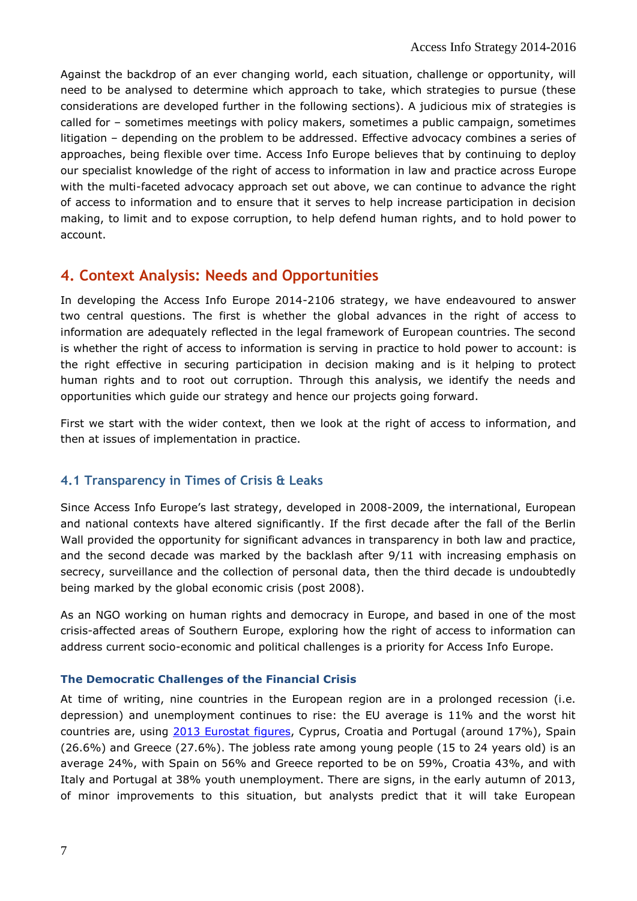Against the backdrop of an ever changing world, each situation, challenge or opportunity, will need to be analysed to determine which approach to take, which strategies to pursue (these considerations are developed further in the following sections). A judicious mix of strategies is called for – sometimes meetings with policy makers, sometimes a public campaign, sometimes litigation – depending on the problem to be addressed. Effective advocacy combines a series of approaches, being flexible over time. Access Info Europe believes that by continuing to deploy our specialist knowledge of the right of access to information in law and practice across Europe with the multi-faceted advocacy approach set out above, we can continue to advance the right of access to information and to ensure that it serves to help increase participation in decision making, to limit and to expose corruption, to help defend human rights, and to hold power to account.

## 4. Context Analysis: Needs and Opportunities

In developing the Access Info Europe 2014-2106 strategy, we have endeavoured to answer two central questions. The first is whether the global advances in the right of access to information are adequately reflected in the legal framework of European countries. The second is whether the right of access to information is serving in practice to hold power to account: is the right effective in securing participation in decision making and is it helping to protect human rights and to root out corruption. Through this analysis, we identify the needs and opportunities which guide our strategy and hence our projects going forward.

First we start with the wider context, then we look at the right of access to information, and then at issues of implementation in practice.

### 4.1 Transparency in Times of Crisis & Leaks

Since Access Info Europe's last strategy, developed in 2008-2009, the international, European and national contexts have altered significantly. If the first decade after the fall of the Berlin Wall provided the opportunity for significant advances in transparency in both law and practice, and the second decade was marked by the backlash after 9/11 with increasing emphasis on secrecy, surveillance and the collection of personal data, then the third decade is undoubtedly being marked by the global economic crisis (post 2008).

As an NGO working on human rights and democracy in Europe, and based in one of the most crisis-affected areas of Southern Europe, exploring how the right of access to information can address current socio-economic and political challenges is a priority for Access Info Europe.

#### The Democratic Challenges of the Financial Crisis

At time of writing, nine countries in the European region are in a prolonged recession (i.e. depression) and unemployment continues to rise: the EU average is 11% and the worst hit countries are, using 2013 Eurostat figures, Cyprus, Croatia and Portugal (around 17%), Spain (26.6%) and Greece (27.6%). The jobless rate among young people (15 to 24 years old) is an average 24%, with Spain on 56% and Greece reported to be on 59%, Croatia 43%, and with Italy and Portugal at 38% youth unemployment. There are signs, in the early autumn of 2013, of minor improvements to this situation, but analysts predict that it will take European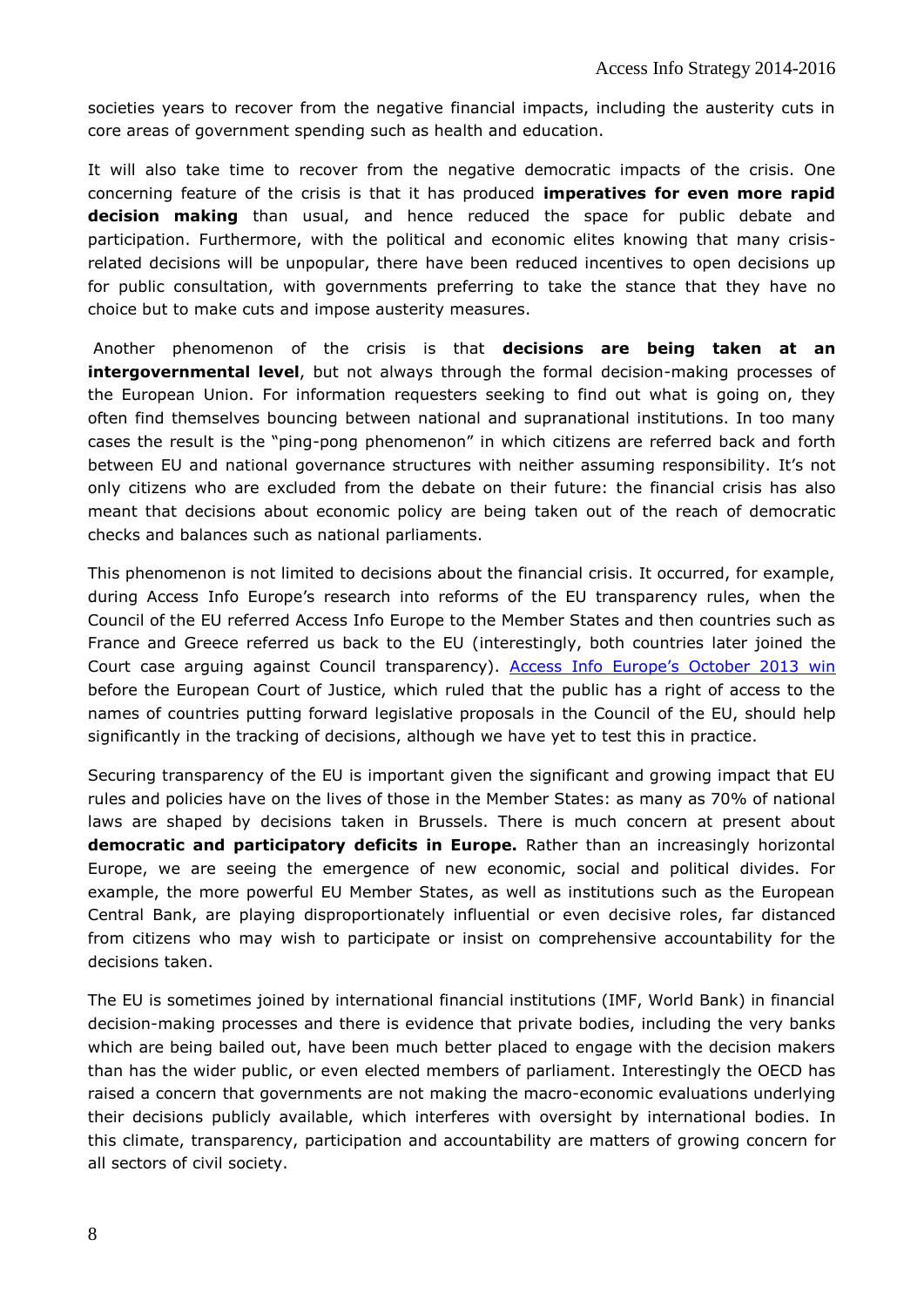societies years to recover from the negative financial impacts, including the austerity cuts in core areas of government spending such as health and education.

It will also take time to recover from the negative democratic impacts of the crisis. One concerning feature of the crisis is that it has produced **imperatives for even more rapid decision making** than usual, and hence reduced the space for public debate and participation. Furthermore, with the political and economic elites knowing that many crisis-related decisions will be unpopular, there have been reduced incentives to open decisions up for public consultation, with governments preferring to take the stance that they have no choice but to make cuts and impose austerity measures.

Another phenomenon of the crisis is that **decisions are being taken at an intergovernmental level**, but not always through the formal decision-making processes of the European Union. For information requesters seeking to find out what is going on, they often find themselves bouncing between national and supranational institutions. In too many cases the result is the "ping-pong phenomenon" in which citizens are referred back and forth between EU and national governance structures with neither assuming responsibility. It's not only citizens who are excluded from the debate on their future: the financial crisis has also meant that decisions about economic policy are being taken out of the reach of democratic checks and balances such as national parliaments.

This phenomenon is not limited to decisions about the financial crisis. It occurred, for example, during Access Info Europe's research into reforms of the EU transparency rules, when the Council of the EU referred Access Info Europe to the Member States and then countries such as France and Greece referred us back to the EU (interestingly, both countries later joined the Court case arguing against Council transparency). Access Info Europe's October 2013 win before the European Court of Justice, which ruled that the public has a right of access to the names of countries putting forward legislative proposals in the Council of the EU, should help significantly in the tracking of decisions, although we have yet to test this in practice.

Securing transparency of the EU is important given the significant and growing impact that EU rules and policies have on the lives of those in the Member States: as many as 70% of national laws are shaped by decisions taken in Brussels. There is much concern at present about **democratic and participatory deficits in Europe.** Rather than an increasingly horizontal Europe, we are seeing the emergence of new economic, social and political divides. For example, the more powerful EU Member States, as well as institutions such as the European Central Bank, are playing disproportionately influential or even decisive roles, far distanced from citizens who may wish to participate or insist on comprehensive accountability for the decisions taken.

The EU is sometimes joined by international financial institutions (IMF, World Bank) in financial decision-making processes and there is evidence that private bodies, including the very banks which are being bailed out, have been much better placed to engage with the decision makers than has the wider public, or even elected members of parliament. Interestingly the OECD has raised a concern that governments are not making the macro-economic evaluations underlying their decisions publicly available, which interferes with oversight by international bodies. In this climate, transparency, participation and accountability are matters of growing concern for all sectors of civil society.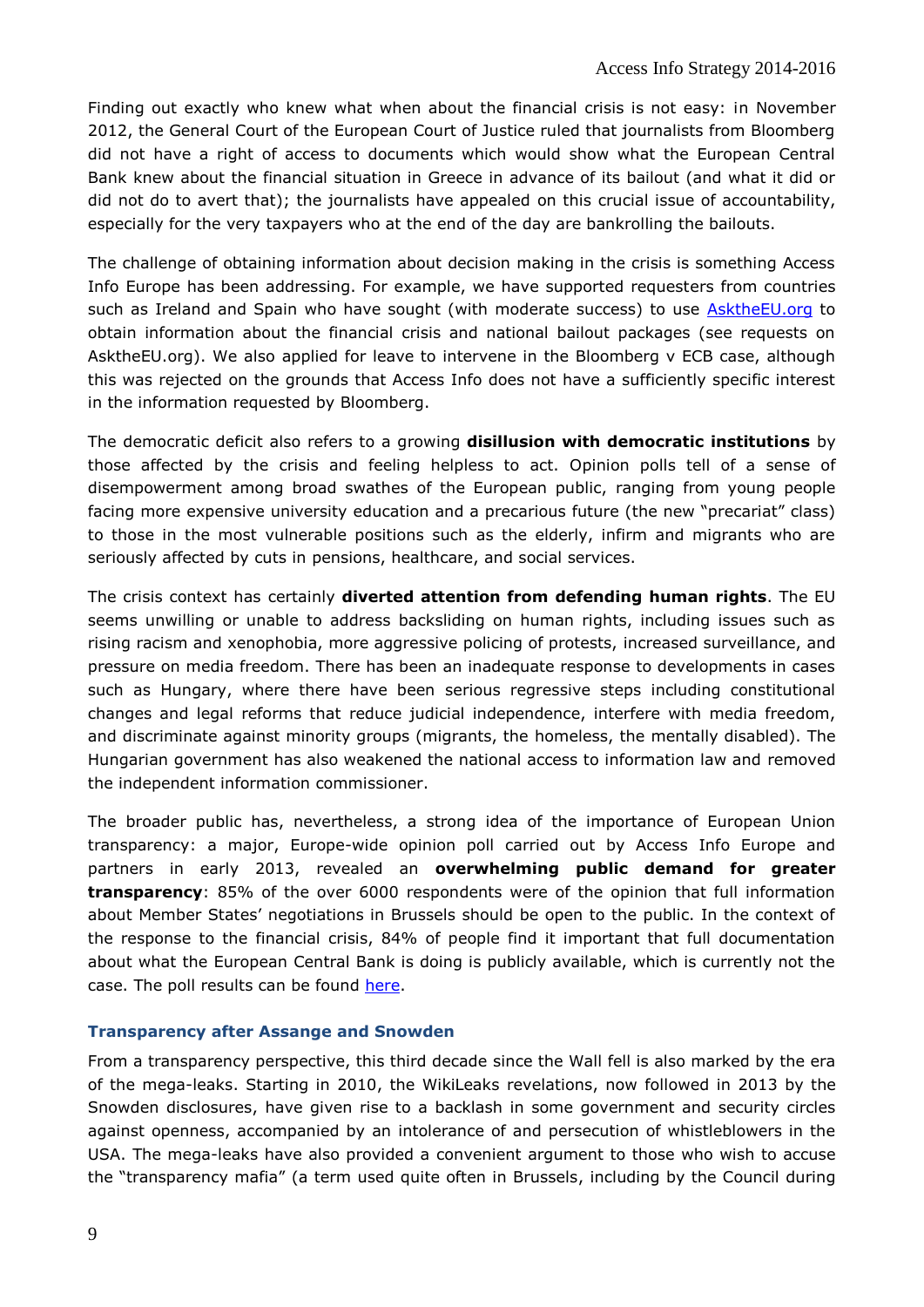Finding out exactly who knew what when about the financial crisis is not easy: in November 2012, the General Court of the European Court of Justice ruled that journalists from Bloomberg did not have a right of access to documents which would show what the European Central Bank knew about the financial situation in Greece in advance of its bailout (and what it did or did not do to avert that); the journalists have appealed on this crucial issue of accountability, especially for the very taxpayers who at the end of the day are bankrolling the bailouts.

The challenge of obtaining information about decision making in the crisis is something Access Info Europe has been addressing. For example, we have supported requesters from countries such as Ireland and Spain who have sought (with moderate success) to use [AsktheEU.org](AsktheEU.org) to obtain information about the financial crisis and national bailout packages (see requests on AsktheEU.org). We also applied for leave to intervene in the Bloomberg v ECB case, although this was rejected on the grounds that Access Info does not have a sufficiently specific interest in the information requested by Bloomberg.

The democratic deficit also refers to a growing **disillusion with democratic institutions** by those affected by the crisis and feeling helpless to act. Opinion polls tell of a sense of disempowerment among broad swathes of the European public, ranging from young people facing more expensive university education and a precarious future (the new "precariat" class) to those in the most vulnerable positions such as the elderly, infirm and migrants who are seriously affected by cuts in pensions, healthcare, and social services.

The crisis context has certainly **diverted attention from defending human rights**. The EU seems unwilling or unable to address backsliding on human rights, including issues such as rising racism and xenophobia, more aggressive policing of protests, increased surveillance, and pressure on media freedom. There has been an inadequate response to developments in cases such as Hungary, where there have been serious regressive steps including constitutional changes and legal reforms that reduce judicial independence, interfere with media freedom, and discriminate against minority groups (migrants, the homeless, the mentally disabled). The Hungarian government has also weakened the national access to information law and removed the independent information commissioner.

The broader public has, nevertheless, a strong idea of the importance of European Union transparency: a major, Europe-wide opinion poll carried out by Access Info Europe and partners in early 2013, revealed an **overwhelming public demand for greater transparency**: 85% of the over 6000 respondents were of the opinion that full information about Member States' negotiations in Brussels should be open to the public. In the context of the response to the financial crisis, 84% of people find it important that full documentation about what the European Central Bank is doing is publicly available, which is currently not the case. The poll results can be found here.

### Transparency after Assange and Snowden

From a transparency perspective, this third decade since the Wall fell is also marked by the era of the mega-leaks. Starting in 2010, the WikiLeaks revelations, now followed in 2013 by the Snowden disclosures, have given rise to a backlash in some government and security circles against openness, accompanied by an intolerance of and persecution of whistleblowers in the USA. The mega-leaks have also provided a convenient argument to those who wish to accuse the "transparency mafia" (a term used quite often in Brussels, including by the Council during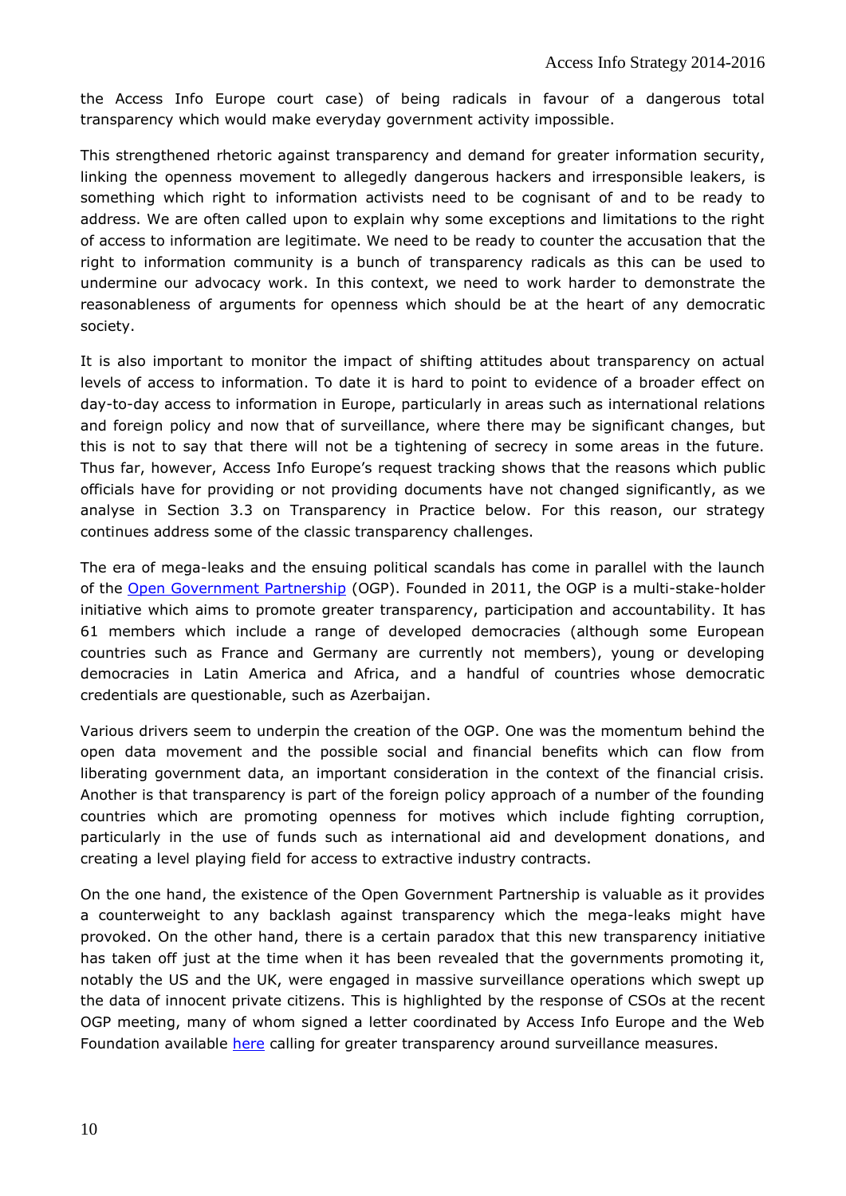the Access Info Europe court case) of being radicals in favour of a dangerous total transparency which would make everyday government activity impossible.

This strengthened rhetoric against transparency and demand for greater information security, linking the openness movement to allegedly dangerous hackers and irresponsible leakers, is something which right to information activists need to be cognisant of and to be ready to address. We are often called upon to explain why some exceptions and limitations to the right of access to information are legitimate. We need to be ready to counter the accusation that the right to information community is a bunch of transparency radicals as this can be used to undermine our advocacy work. In this context, we need to work harder to demonstrate the reasonableness of arguments for openness which should be at the heart of any democratic society.

It is also important to monitor the impact of shifting attitudes about transparency on actual levels of access to information. To date it is hard to point to evidence of a broader effect on day-to-day access to information in Europe, particularly in areas such as international relations and foreign policy and now that of surveillance, where there may be significant changes, but this is not to say that there will not be a tightening of secrecy in some areas in the future. Thus far, however, Access Info Europe's request tracking shows that the reasons which public officials have for providing or not providing documents have not changed significantly, as we analyse in Section 3.3 on Transparency in Practice below. For this reason, our strategy continues address some of the classic transparency challenges.

The era of mega-leaks and the ensuing political scandals has come in parallel with the launch of the [Open Government Partnership](#) (OGP). Founded in 2011, the OGP is a multi-stake-holder initiative which aims to promote greater transparency, participation and accountability. It has 61 members which include a range of developed democracies (although some European countries such as France and Germany are currently not members), young or developing democracies in Latin America and Africa, and a handful of countries whose democratic credentials are questionable, such as Azerbaijan.

Various drivers seem to underpin the creation of the OGP. One was the momentum behind the open data movement and the possible social and financial benefits which can flow from liberating government data, an important consideration in the context of the financial crisis. Another is that transparency is part of the foreign policy approach of a number of the founding countries which are promoting openness for motives which include fighting corruption, particularly in the use of funds such as international aid and development donations, and creating a level playing field for access to extractive industry contracts.

On the one hand, the existence of the Open Government Partnership is valuable as it provides a counterweight to any backlash against transparency which the mega-leaks might have provoked. On the other hand, there is a certain paradox that this new transparency initiative has taken off just at the time when it has been revealed that the governments promoting it, notably the US and the UK, were engaged in massive surveillance operations which swept up the data of innocent private citizens. This is highlighted by the response of CSOs at the recent OGP meeting, many of whom signed a letter coordinated by Access Info Europe and the Web Foundation available [here](#) calling for greater transparency around surveillance measures.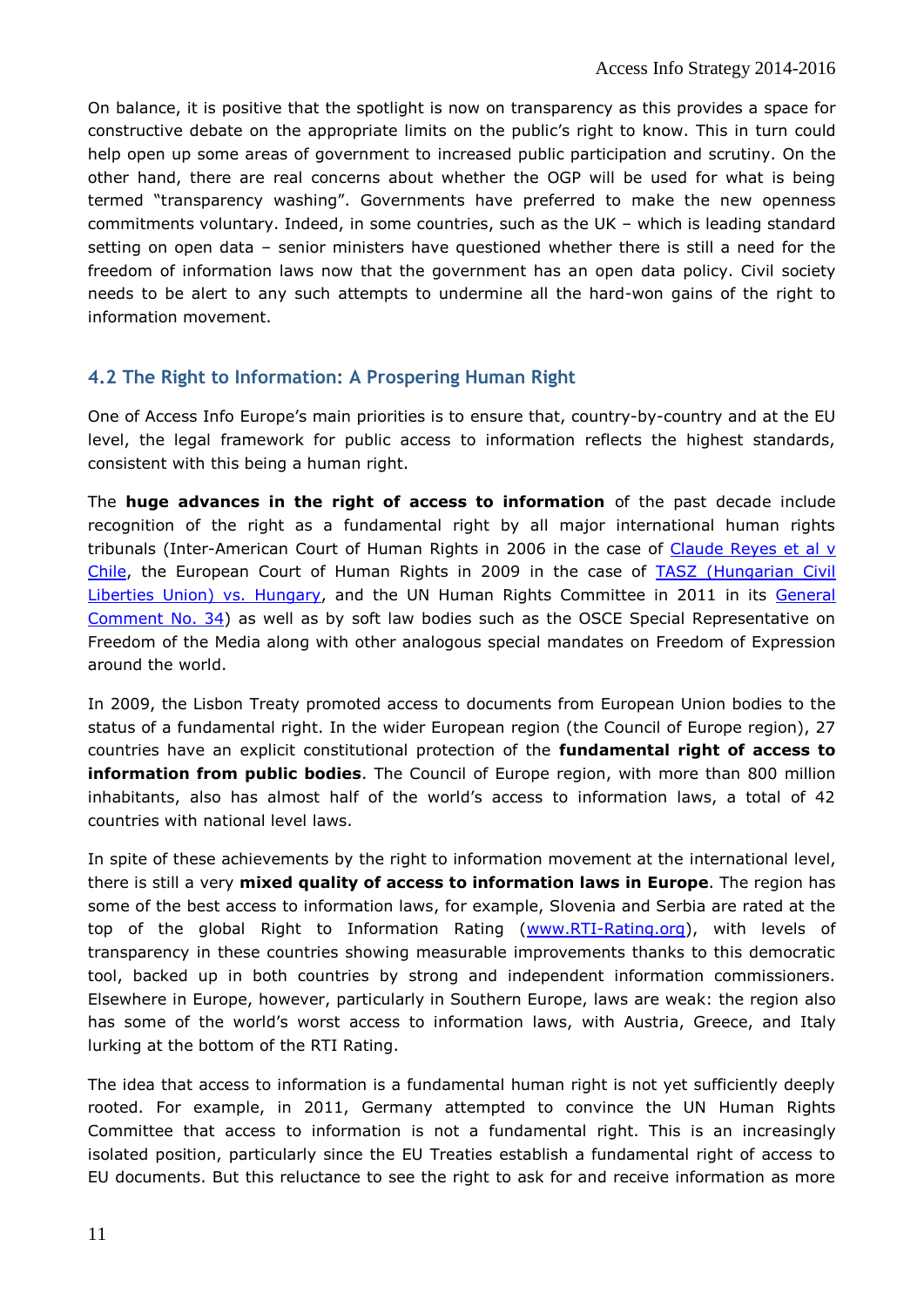On balance, it is positive that the spotlight is now on transparency as this provides a space for constructive debate on the appropriate limits on the public's right to know. This in turn could help open up some areas of government to increased public participation and scrutiny. On the other hand, there are real concerns about whether the OGP will be used for what is being termed "transparency washing". Governments have preferred to make the new openness commitments voluntary. Indeed, in some countries, such as the UK – which is leading standard setting on open data – senior ministers have questioned whether there is still a need for the freedom of information laws now that the government has an open data policy. Civil society needs to be alert to any such attempts to undermine all the hard-won gains of the right to information movement.

## 4.2 The Right to Information: A Prospering Human Right

One of Access Info Europe's main priorities is to ensure that, country-by-country and at the EU level, the legal framework for public access to information reflects the highest standards, consistent with this being a human right.

The **huge advances in the right of access to information** of the past decade include recognition of the right as a fundamental right by all major international human rights tribunals (Inter-American Court of Human Rights in 2006 in the case of Claude Reyes et al v Chile, the European Court of Human Rights in 2009 in the case of TASZ (Hungarian Civil Liberties Union) vs. Hungary, and the UN Human Rights Committee in 2011 in its General Comment No. 34) as well as by soft law bodies such as the OSCE Special Representative on Freedom of the Media along with other analogous special mandates on Freedom of Expression around the world.

In 2009, the Lisbon Treaty promoted access to documents from European Union bodies to the status of a fundamental right. In the wider European region (the Council of Europe region), 27 countries have an explicit constitutional protection of the **fundamental right of access to information from public bodies**. The Council of Europe region, with more than 800 million inhabitants, also has almost half of the world's access to information laws, a total of 42 countries with national level laws.

In spite of these achievements by the right to information movement at the international level, there is still a very **mixed quality of access to information laws in Europe**. The region has some of the best access to information laws, for example, Slovenia and Serbia are rated at the top of the global Right to Information Rating (www.RTI-Rating.org), with levels of transparency in these countries showing measurable improvements thanks to this democratic tool, backed up in both countries by strong and independent information commissioners. Elsewhere in Europe, however, particularly in Southern Europe, laws are weak: the region also has some of the world's worst access to information laws, with Austria, Greece, and Italy lurking at the bottom of the RTI Rating.

The idea that access to information is a fundamental human right is not yet sufficiently deeply rooted. For example, in 2011, Germany attempted to convince the UN Human Rights Committee that access to information is not a fundamental right. This is an increasingly isolated position, particularly since the EU Treaties establish a fundamental right of access to EU documents. But this reluctance to see the right to ask for and receive information as more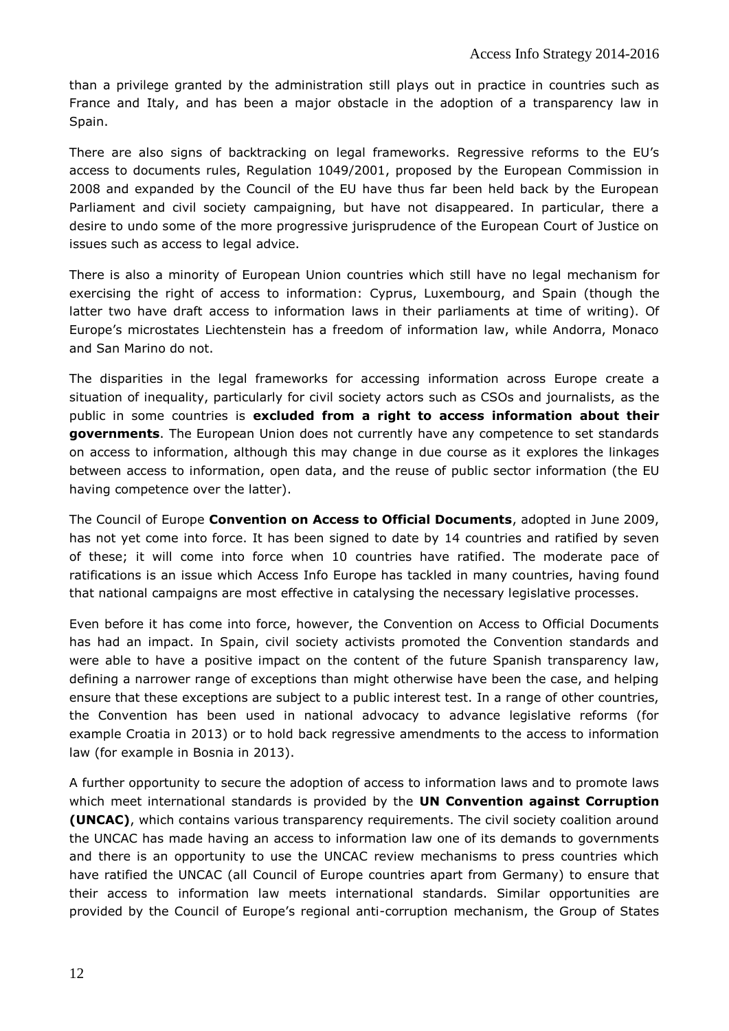than a privilege granted by the administration still plays out in practice in countries such as France and Italy, and has been a major obstacle in the adoption of a transparency law in Spain.

There are also signs of backtracking on legal frameworks. Regressive reforms to the EU's access to documents rules, Regulation 1049/2001, proposed by the European Commission in 2008 and expanded by the Council of the EU have thus far been held back by the European Parliament and civil society campaigning, but have not disappeared. In particular, there a desire to undo some of the more progressive jurisprudence of the European Court of Justice on issues such as access to legal advice.

There is also a minority of European Union countries which still have no legal mechanism for exercising the right of access to information: Cyprus, Luxembourg, and Spain (though the latter two have draft access to information laws in their parliaments at time of writing). Of Europe's microstates Liechtenstein has a freedom of information law, while Andorra, Monaco and San Marino do not.

The disparities in the legal frameworks for accessing information across Europe create a situation of inequality, particularly for civil society actors such as CSOs and journalists, as the public in some countries is **excluded from a right to access information about their governments**. The European Union does not currently have any competence to set standards on access to information, although this may change in due course as it explores the linkages between access to information, open data, and the reuse of public sector information (the EU having competence over the latter).

The Council of Europe **Convention on Access to Official Documents**, adopted in June 2009, has not yet come into force. It has been signed to date by 14 countries and ratified by seven of these; it will come into force when 10 countries have ratified. The moderate pace of ratifications is an issue which Access Info Europe has tackled in many countries, having found that national campaigns are most effective in catalysing the necessary legislative processes.

Even before it has come into force, however, the Convention on Access to Official Documents has had an impact. In Spain, civil society activists promoted the Convention standards and were able to have a positive impact on the content of the future Spanish transparency law, defining a narrower range of exceptions than might otherwise have been the case, and helping ensure that these exceptions are subject to a public interest test. In a range of other countries, the Convention has been used in national advocacy to advance legislative reforms (for example Croatia in 2013) or to hold back regressive amendments to the access to information law (for example in Bosnia in 2013).

A further opportunity to secure the adoption of access to information laws and to promote laws which meet international standards is provided by the **UN Convention against Corruption (UNCAC)**, which contains various transparency requirements. The civil society coalition around the UNCAC has made having an access to information law one of its demands to governments and there is an opportunity to use the UNCAC review mechanisms to press countries which have ratified the UNCAC (all Council of Europe countries apart from Germany) to ensure that their access to information law meets international standards. Similar opportunities are provided by the Council of Europe's regional anti-corruption mechanism, the Group of States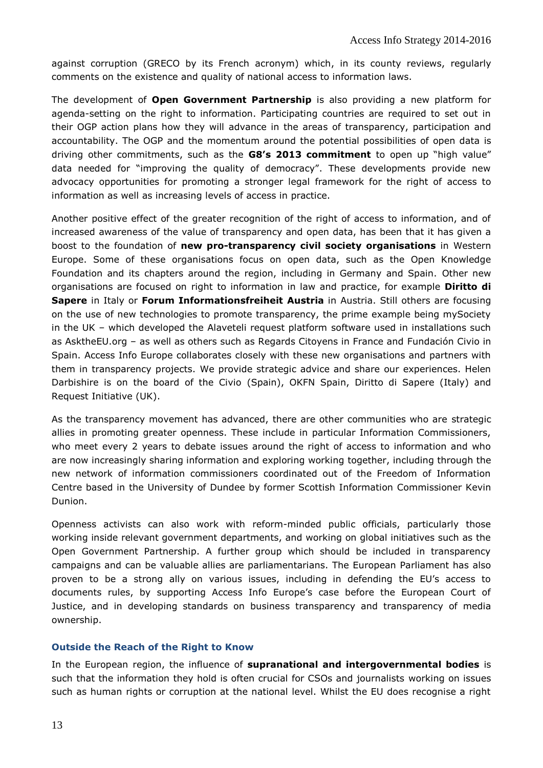against corruption (GRECO by its French acronym) which, in its county reviews, regularly comments on the existence and quality of national access to information laws.

The development of **Open Government Partnership** is also providing a new platform for agenda-setting on the right to information. Participating countries are required to set out in their OGP action plans how they will advance in the areas of transparency, participation and accountability. The OGP and the momentum around the potential possibilities of open data is driving other commitments, such as the **G8's 2013 commitment** to open up "high value" data needed for "improving the quality of democracy". These developments provide new advocacy opportunities for promoting a stronger legal framework for the right of access to information as well as increasing levels of access in practice.

Another positive effect of the greater recognition of the right of access to information, and of increased awareness of the value of transparency and open data, has been that it has given a boost to the foundation of **new pro-transparency civil society organisations** in Western Europe. Some of these organisations focus on open data, such as the Open Knowledge Foundation and its chapters around the region, including in Germany and Spain. Other new organisations are focused on right to information in law and practice, for example **Diritto di Sapere** in Italy or **Forum Informationsfreiheit Austria** in Austria. Still others are focusing on the use of new technologies to promote transparency, the prime example being mySociety in the UK – which developed the Alaveteli request platform software used in installations such as AsktheEU.org – as well as others such as Regards Citoyens in France and Fundación Civio in Spain. Access Info Europe collaborates closely with these new organisations and partners with them in transparency projects. We provide strategic advice and share our experiences. Helen Darbishire is on the board of the Civio (Spain), OKFN Spain, Diritto di Sapere (Italy) and Request Initiative (UK).

As the transparency movement has advanced, there are other communities who are strategic allies in promoting greater openness. These include in particular Information Commissioners, who meet every 2 years to debate issues around the right of access to information and who are now increasingly sharing information and exploring working together, including through the new network of information commissioners coordinated out of the Freedom of Information Centre based in the University of Dundee by former Scottish Information Commissioner Kevin Dunion.

Openness activists can also work with reform-minded public officials, particularly those working inside relevant government departments, and working on global initiatives such as the Open Government Partnership. A further group which should be included in transparency campaigns and can be valuable allies are parliamentarians. The European Parliament has also proven to be a strong ally on various issues, including in defending the EU's access to documents rules, by supporting Access Info Europe's case before the European Court of Justice, and in developing standards on business transparency and transparency of media ownership.

### Outside the Reach of the Right to Know

In the European region, the influence of **supranational and intergovernmental bodies** is such that the information they hold is often crucial for CSOs and journalists working on issues such as human rights or corruption at the national level. Whilst the EU does recognise a right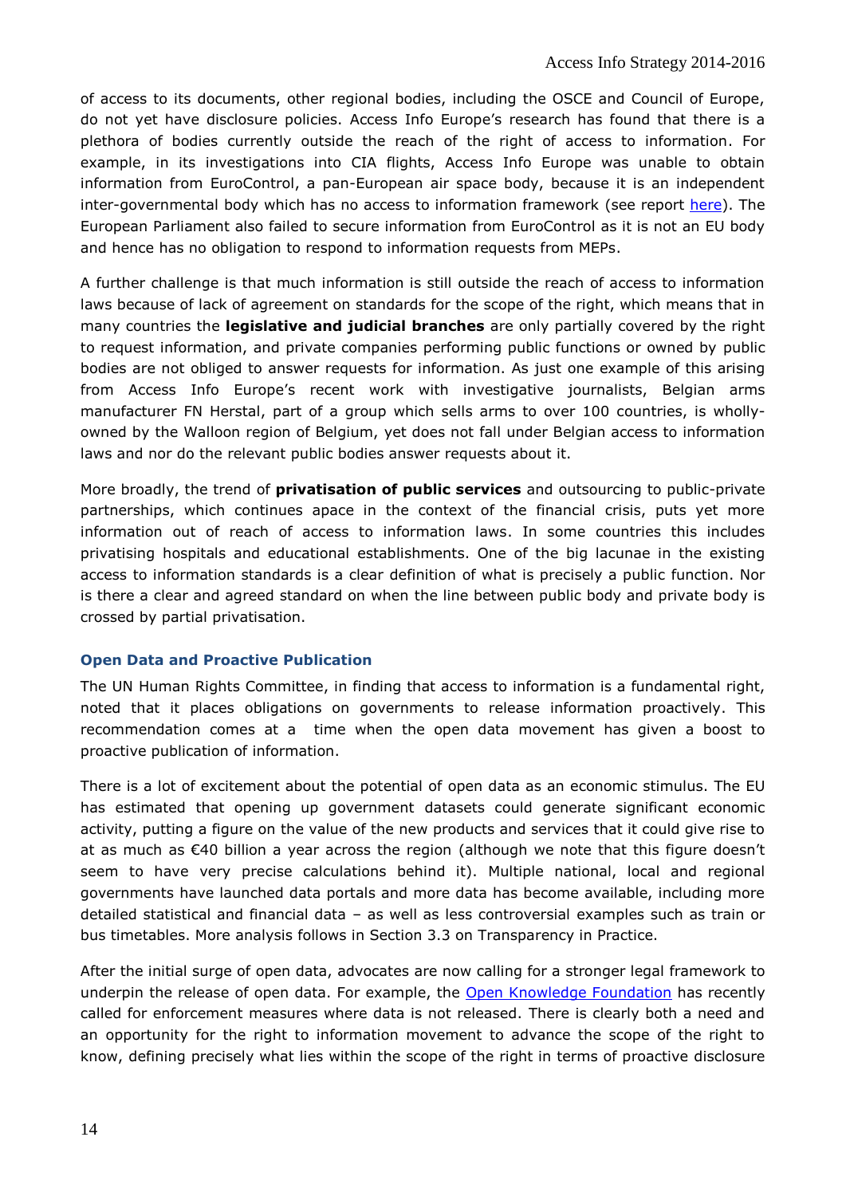of access to its documents, other regional bodies, including the OSCE and Council of Europe, do not yet have disclosure policies. Access Info Europe's research has found that there is a plethora of bodies currently outside the reach of the right of access to information. For example, in its investigations into CIA flights, Access Info Europe was unable to obtain information from EuroControl, a pan-European air space body, because it is an independent inter-governmental body which has no access to information framework (see report here). The European Parliament also failed to secure information from EuroControl as it is not an EU body and hence has no obligation to respond to information requests from MEPs.

A further challenge is that much information is still outside the reach of access to information laws because of lack of agreement on standards for the scope of the right, which means that in many countries the **legislative and judicial branches** are only partially covered by the right to request information, and private companies performing public functions or owned by public bodies are not obliged to answer requests for information. As just one example of this arising from Access Info Europe's recent work with investigative journalists, Belgian arms manufacturer FN Herstal, part of a group which sells arms to over 100 countries, is wholly-owned by the Walloon region of Belgium, yet does not fall under Belgian access to information laws and nor do the relevant public bodies answer requests about it.

More broadly, the trend of **privatisation of public services** and outsourcing to public-private partnerships, which continues apace in the context of the financial crisis, puts yet more information out of reach of access to information laws. In some countries this includes privatising hospitals and educational establishments. One of the big lacunae in the existing access to information standards is a clear definition of what is precisely a public function. Nor is there a clear and agreed standard on when the line between public body and private body is crossed by partial privatisation.

### Open Data and Proactive Publication

The UN Human Rights Committee, in finding that access to information is a fundamental right, noted that it places obligations on governments to release information proactively. This recommendation comes at a time when the open data movement has given a boost to proactive publication of information.

There is a lot of excitement about the potential of open data as an economic stimulus. The EU has estimated that opening up government datasets could generate significant economic activity, putting a figure on the value of the new products and services that it could give rise to at as much as €40 billion a year across the region (although we note that this figure doesn't seem to have very precise calculations behind it). Multiple national, local and regional governments have launched data portals and more data has become available, including more detailed statistical and financial data – as well as less controversial examples such as train or bus timetables. More analysis follows in Section 3.3 on Transparency in Practice.

After the initial surge of open data, advocates are now calling for a stronger legal framework to underpin the release of open data. For example, the Open Knowledge Foundation has recently called for enforcement measures where data is not released. There is clearly both a need and an opportunity for the right to information movement to advance the scope of the right to know, defining precisely what lies within the scope of the right in terms of proactive disclosure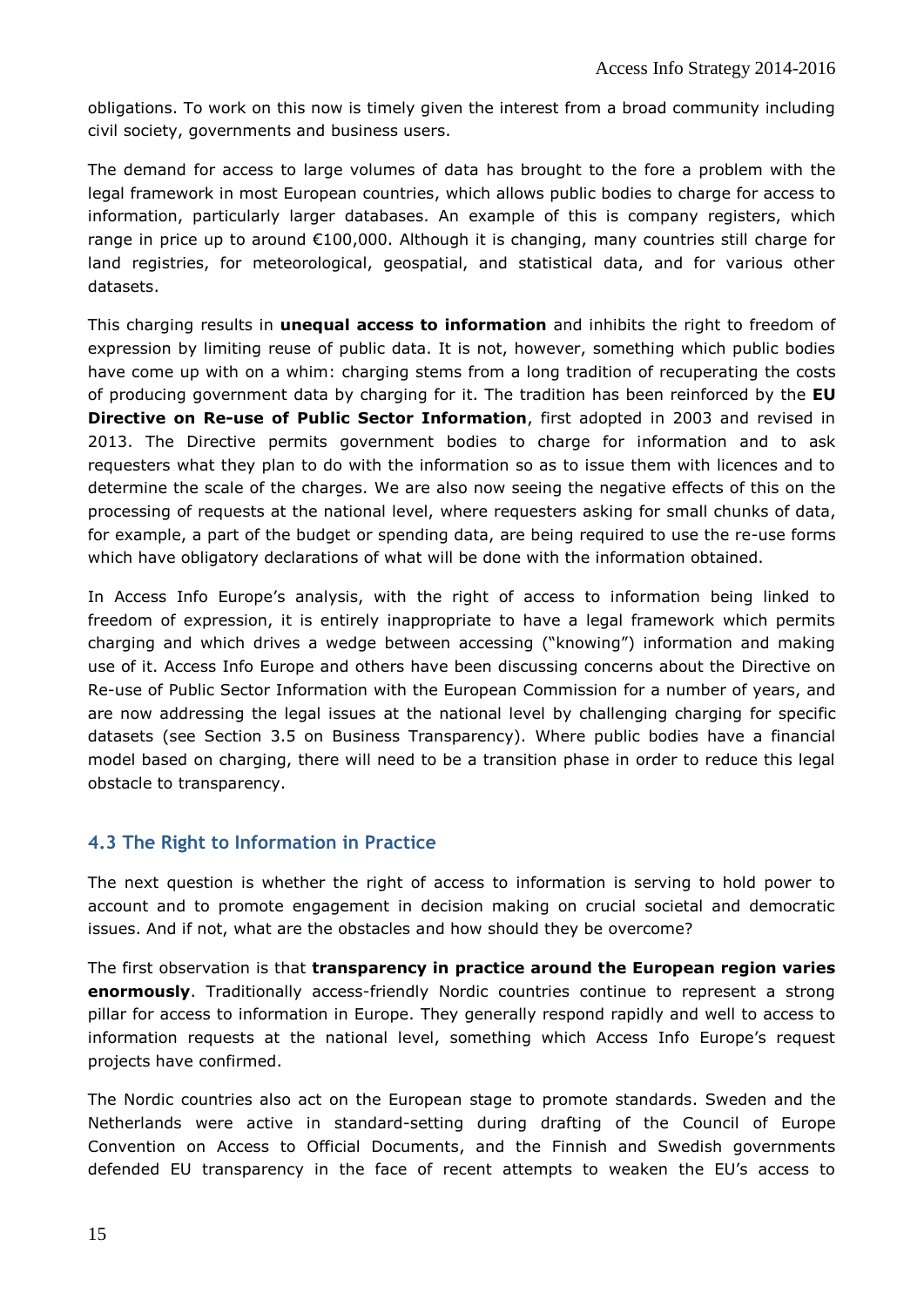obligations. To work on this now is timely given the interest from a broad community including civil society, governments and business users.

The demand for access to large volumes of data has brought to the fore a problem with the legal framework in most European countries, which allows public bodies to charge for access to information, particularly larger databases. An example of this is company registers, which range in price up to around €100,000. Although it is changing, many countries still charge for land registries, for meteorological, geospatial, and statistical data, and for various other datasets.

This charging results in **unequal access to information** and inhibits the right to freedom of expression by limiting reuse of public data. It is not, however, something which public bodies have come up with on a whim: charging stems from a long tradition of recuperating the costs of producing government data by charging for it. The tradition has been reinforced by the **EU Directive on Re-use of Public Sector Information**, first adopted in 2003 and revised in 2013. The Directive permits government bodies to charge for information and to ask requesters what they plan to do with the information so as to issue them with licences and to determine the scale of the charges. We are also now seeing the negative effects of this on the processing of requests at the national level, where requesters asking for small chunks of data, for example, a part of the budget or spending data, are being required to use the re-use forms which have obligatory declarations of what will be done with the information obtained.

In Access Info Europe's analysis, with the right of access to information being linked to freedom of expression, it is entirely inappropriate to have a legal framework which permits charging and which drives a wedge between accessing ("knowing") information and making use of it. Access Info Europe and others have been discussing concerns about the Directive on Re-use of Public Sector Information with the European Commission for a number of years, and are now addressing the legal issues at the national level by challenging charging for specific datasets (see Section 3.5 on Business Transparency). Where public bodies have a financial model based on charging, there will need to be a transition phase in order to reduce this legal obstacle to transparency.

### 4.3 The Right to Information in Practice

The next question is whether the right of access to information is serving to hold power to account and to promote engagement in decision making on crucial societal and democratic issues. And if not, what are the obstacles and how should they be overcome?

The first observation is that **transparency in practice around the European region varies enormously**. Traditionally access-friendly Nordic countries continue to represent a strong pillar for access to information in Europe. They generally respond rapidly and well to access to information requests at the national level, something which Access Info Europe's request projects have confirmed.

The Nordic countries also act on the European stage to promote standards. Sweden and the Netherlands were active in standard-setting during drafting of the Council of Europe Convention on Access to Official Documents, and the Finnish and Swedish governments defended EU transparency in the face of recent attempts to weaken the EU's access to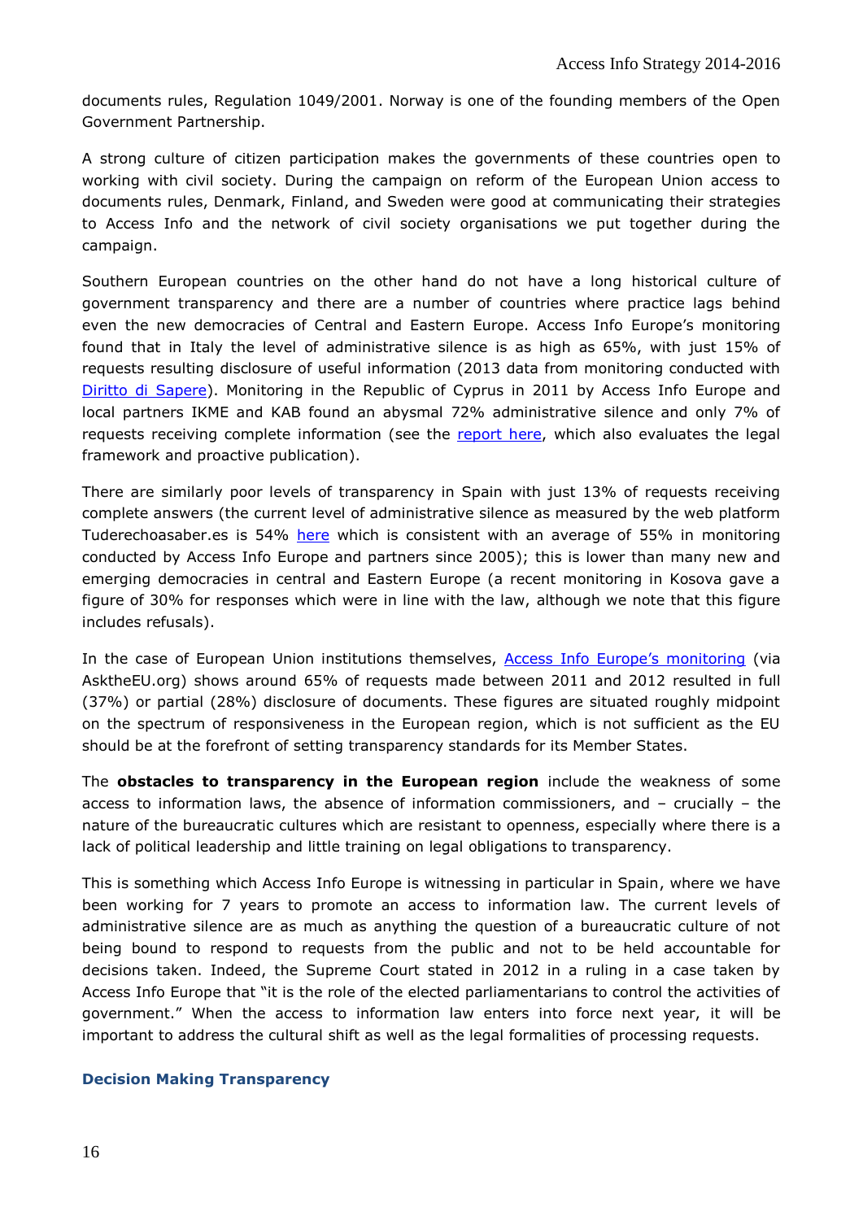documents rules, Regulation 1049/2001. Norway is one of the founding members of the Open Government Partnership.

A strong culture of citizen participation makes the governments of these countries open to working with civil society. During the campaign on reform of the European Union access to documents rules, Denmark, Finland, and Sweden were good at communicating their strategies to Access Info and the network of civil society organisations we put together during the campaign.

Southern European countries on the other hand do not have a long historical culture of government transparency and there are a number of countries where practice lags behind even the new democracies of Central and Eastern Europe. Access Info Europe's monitoring found that in Italy the level of administrative silence is as high as 65%, with just 15% of requests resulting disclosure of useful information (2013 data from monitoring conducted with [Diritto di Sapere](Diritto di Sapere)). Monitoring in the Republic of Cyprus in 2011 by Access Info Europe and local partners IKME and KAB found an abysmal 72% administrative silence and only 7% of requests receiving complete information (see the [report here](report here), which also evaluates the legal framework and proactive publication).

There are similarly poor levels of transparency in Spain with just 13% of requests receiving complete answers (the current level of administrative silence as measured by the web platform Tuderechoasaber.es is 54% [here](here) which is consistent with an average of 55% in monitoring conducted by Access Info Europe and partners since 2005); this is lower than many new and emerging democracies in central and Eastern Europe (a recent monitoring in Kosova gave a figure of 30% for responses which were in line with the law, although we note that this figure includes refusals).

In the case of European Union institutions themselves, [Access Info Europe's monitoring](Access Info Europe's monitoring) (via AsktheEU.org) shows around 65% of requests made between 2011 and 2012 resulted in full (37%) or partial (28%) disclosure of documents. These figures are situated roughly midpoint on the spectrum of responsiveness in the European region, which is not sufficient as the EU should be at the forefront of setting transparency standards for its Member States.

The **obstacles to transparency in the European region** include the weakness of some access to information laws, the absence of information commissioners, and – crucially – the nature of the bureaucratic cultures which are resistant to openness, especially where there is a lack of political leadership and little training on legal obligations to transparency.

This is something which Access Info Europe is witnessing in particular in Spain, where we have been working for 7 years to promote an access to information law. The current levels of administrative silence are as much as anything the question of a bureaucratic culture of not being bound to respond to requests from the public and not to be held accountable for decisions taken. Indeed, the Supreme Court stated in 2012 in a ruling in a case taken by Access Info Europe that "it is the role of the elected parliamentarians to control the activities of government." When the access to information law enters into force next year, it will be important to address the cultural shift as well as the legal formalities of processing requests.

### Decision Making Transparency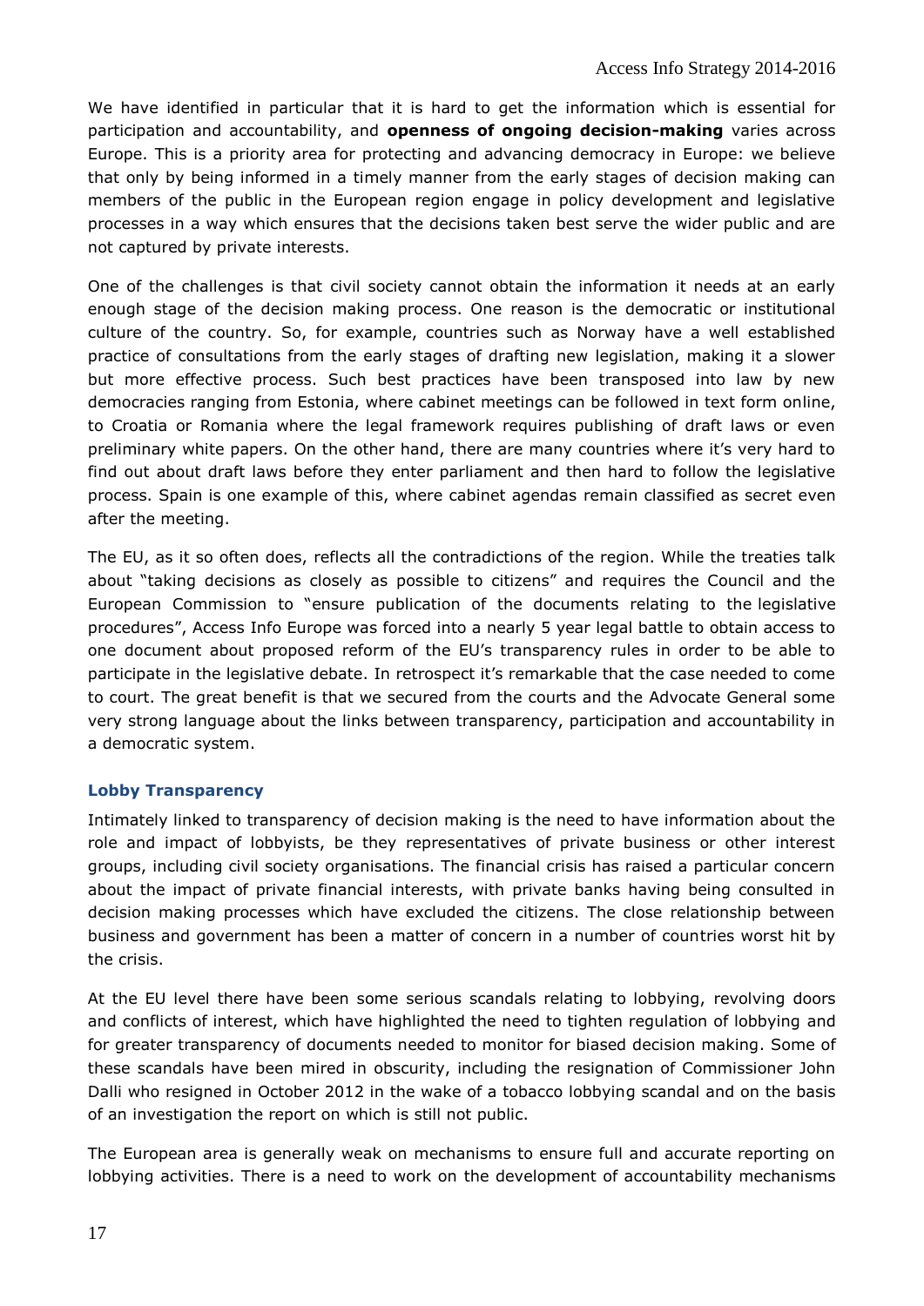We have identified in particular that it is hard to get the information which is essential for participation and accountability, and **openness of ongoing decision-making** varies across Europe. This is a priority area for protecting and advancing democracy in Europe: we believe that only by being informed in a timely manner from the early stages of decision making can members of the public in the European region engage in policy development and legislative processes in a way which ensures that the decisions taken best serve the wider public and are not captured by private interests.

One of the challenges is that civil society cannot obtain the information it needs at an early enough stage of the decision making process. One reason is the democratic or institutional culture of the country. So, for example, countries such as Norway have a well established practice of consultations from the early stages of drafting new legislation, making it a slower but more effective process. Such best practices have been transposed into law by new democracies ranging from Estonia, where cabinet meetings can be followed in text form online, to Croatia or Romania where the legal framework requires publishing of draft laws or even preliminary white papers. On the other hand, there are many countries where it's very hard to find out about draft laws before they enter parliament and then hard to follow the legislative process. Spain is one example of this, where cabinet agendas remain classified as secret even after the meeting.

The EU, as it so often does, reflects all the contradictions of the region. While the treaties talk about "taking decisions as closely as possible to citizens" and requires the Council and the European Commission to "ensure publication of the documents relating to the legislative procedures", Access Info Europe was forced into a nearly 5 year legal battle to obtain access to one document about proposed reform of the EU's transparency rules in order to be able to participate in the legislative debate. In retrospect it's remarkable that the case needed to come to court. The great benefit is that we secured from the courts and the Advocate General some very strong language about the links between transparency, participation and accountability in a democratic system.

### Lobby Transparency

Intimately linked to transparency of decision making is the need to have information about the role and impact of lobbyists, be they representatives of private business or other interest groups, including civil society organisations. The financial crisis has raised a particular concern about the impact of private financial interests, with private banks having being consulted in decision making processes which have excluded the citizens. The close relationship between business and government has been a matter of concern in a number of countries worst hit by the crisis.

At the EU level there have been some serious scandals relating to lobbying, revolving doors and conflicts of interest, which have highlighted the need to tighten regulation of lobbying and for greater transparency of documents needed to monitor for biased decision making. Some of these scandals have been mired in obscurity, including the resignation of Commissioner John Dalli who resigned in October 2012 in the wake of a tobacco lobbying scandal and on the basis of an investigation the report on which is still not public.

The European area is generally weak on mechanisms to ensure full and accurate reporting on lobbying activities. There is a need to work on the development of accountability mechanisms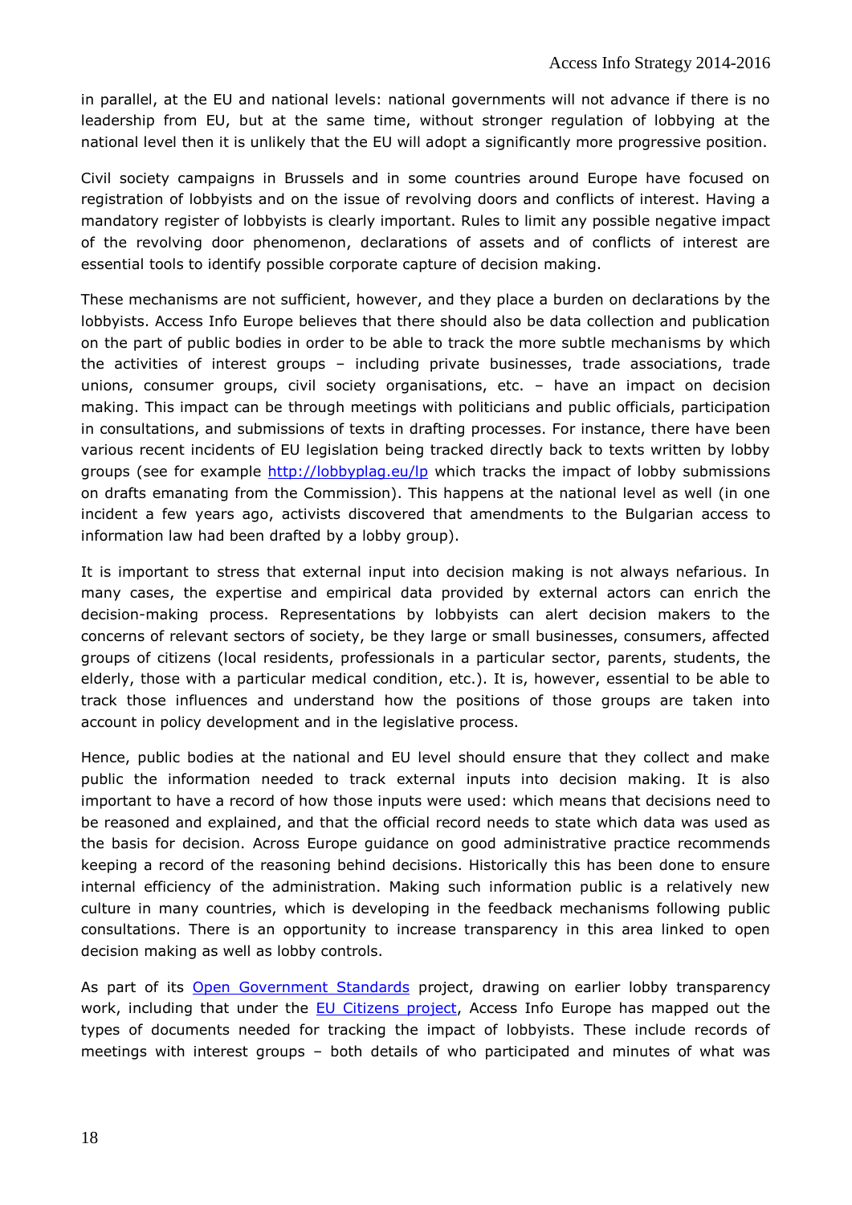in parallel, at the EU and national levels: national governments will not advance if there is no leadership from EU, but at the same time, without stronger regulation of lobbying at the national level then it is unlikely that the EU will adopt a significantly more progressive position.

Civil society campaigns in Brussels and in some countries around Europe have focused on registration of lobbyists and on the issue of revolving doors and conflicts of interest. Having a mandatory register of lobbyists is clearly important. Rules to limit any possible negative impact of the revolving door phenomenon, declarations of assets and of conflicts of interest are essential tools to identify possible corporate capture of decision making.

These mechanisms are not sufficient, however, and they place a burden on declarations by the lobbyists. Access Info Europe believes that there should also be data collection and publication on the part of public bodies in order to be able to track the more subtle mechanisms by which the activities of interest groups – including private businesses, trade associations, trade unions, consumer groups, civil society organisations, etc. – have an impact on decision making. This impact can be through meetings with politicians and public officials, participation in consultations, and submissions of texts in drafting processes. For instance, there have been various recent incidents of EU legislation being tracked directly back to texts written by lobby groups (see for example [http://lobbyplag.eu/lp](http://lobbyplag.eu/lp) which tracks the impact of lobby submissions on drafts emanating from the Commission). This happens at the national level as well (in one incident a few years ago, activists discovered that amendments to the Bulgarian access to information law had been drafted by a lobby group).

It is important to stress that external input into decision making is not always nefarious. In many cases, the expertise and empirical data provided by external actors can enrich the decision-making process. Representations by lobbyists can alert decision makers to the concerns of relevant sectors of society, be they large or small businesses, consumers, affected groups of citizens (local residents, professionals in a particular sector, parents, students, the elderly, those with a particular medical condition, etc.). It is, however, essential to be able to track those influences and understand how the positions of those groups are taken into account in policy development and in the legislative process.

Hence, public bodies at the national and EU level should ensure that they collect and make public the information needed to track external inputs into decision making. It is also important to have a record of how those inputs were used: which means that decisions need to be reasoned and explained, and that the official record needs to state which data was used as the basis for decision. Across Europe guidance on good administrative practice recommends keeping a record of the reasoning behind decisions. Historically this has been done to ensure internal efficiency of the administration. Making such information public is a relatively new culture in many countries, which is developing in the feedback mechanisms following public consultations. There is an opportunity to increase transparency in this area linked to open decision making as well as lobby controls.

As part of its Open Government Standards project, drawing on earlier lobby transparency work, including that under the EU Citizens project, Access Info Europe has mapped out the types of documents needed for tracking the impact of lobbyists. These include records of meetings with interest groups – both details of who participated and minutes of what was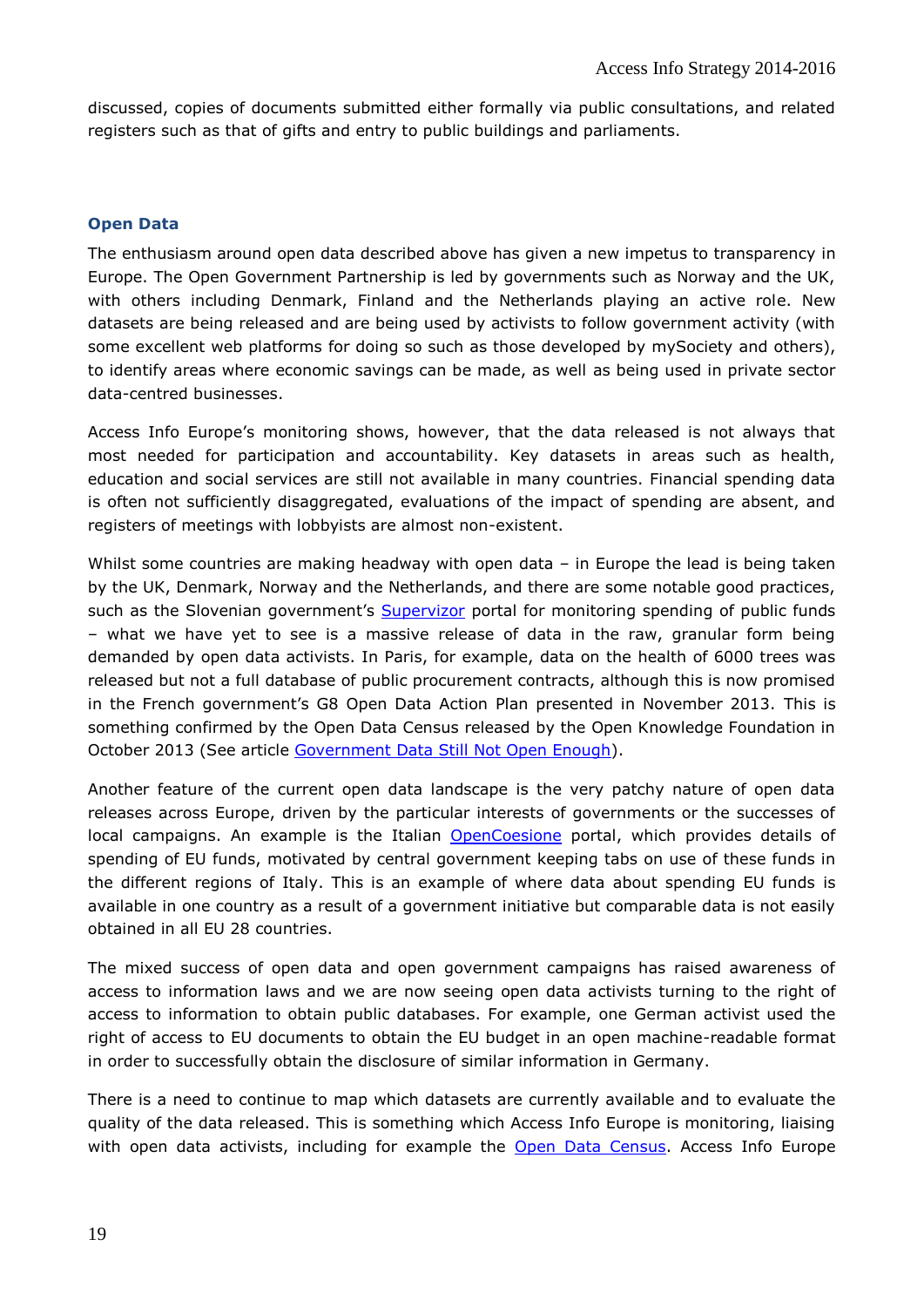discussed, copies of documents submitted either formally via public consultations, and related registers such as that of gifts and entry to public buildings and parliaments.

### Open Data

The enthusiasm around open data described above has given a new impetus to transparency in Europe. The Open Government Partnership is led by governments such as Norway and the UK, with others including Denmark, Finland and the Netherlands playing an active role. New datasets are being released and are being used by activists to follow government activity (with some excellent web platforms for doing so such as those developed by mySociety and others), to identify areas where economic savings can be made, as well as being used in private sector data-centred businesses.

Access Info Europe's monitoring shows, however, that the data released is not always that most needed for participation and accountability. Key datasets in areas such as health, education and social services are still not available in many countries. Financial spending data is often not sufficiently disaggregated, evaluations of the impact of spending are absent, and registers of meetings with lobbyists are almost non-existent.

Whilst some countries are making headway with open data – in Europe the lead is being taken by the UK, Denmark, Norway and the Netherlands, and there are some notable good practices, such as the Slovenian government's [Supervizor](#) portal for monitoring spending of public funds – what we have yet to see is a massive release of data in the raw, granular form being demanded by open data activists. In Paris, for example, data on the health of 6000 trees was released but not a full database of public procurement contracts, although this is now promised in the French government's G8 Open Data Action Plan presented in November 2013. This is something confirmed by the Open Data Census released by the Open Knowledge Foundation in October 2013 (See article [Government Data Still Not Open Enough](#)).

Another feature of the current open data landscape is the very patchy nature of open data releases across Europe, driven by the particular interests of governments or the successes of local campaigns. An example is the Italian [OpenCoesione](#) portal, which provides details of spending of EU funds, motivated by central government keeping tabs on use of these funds in the different regions of Italy. This is an example of where data about spending EU funds is available in one country as a result of a government initiative but comparable data is not easily obtained in all EU 28 countries.

The mixed success of open data and open government campaigns has raised awareness of access to information laws and we are now seeing open data activists turning to the right of access to information to obtain public databases. For example, one German activist used the right of access to EU documents to obtain the EU budget in an open machine-readable format in order to successfully obtain the disclosure of similar information in Germany.

There is a need to continue to map which datasets are currently available and to evaluate the quality of the data released. This is something which Access Info Europe is monitoring, liaising with open data activists, including for example the [Open Data Census](#). Access Info Europe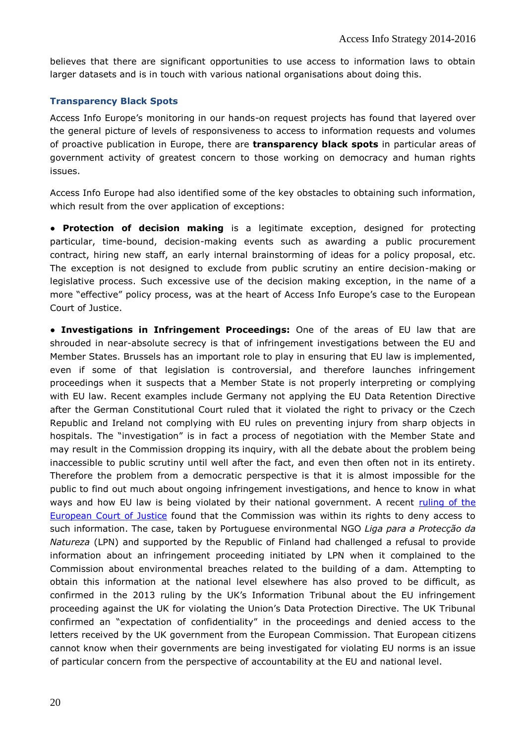believes that there are significant opportunities to use access to information laws to obtain larger datasets and is in touch with various national organisations about doing this.

### Transparency Black Spots

Access Info Europe's monitoring in our hands-on request projects has found that layered over the general picture of levels of responsiveness to access to information requests and volumes of proactive publication in Europe, there are **transparency black spots** in particular areas of government activity of greatest concern to those working on democracy and human rights issues.

Access Info Europe had also identified some of the key obstacles to obtaining such information, which result from the over application of exceptions:

● **Protection of decision making** is a legitimate exception, designed for protecting particular, time-bound, decision-making events such as awarding a public procurement contract, hiring new staff, an early internal brainstorming of ideas for a policy proposal, etc. The exception is not designed to exclude from public scrutiny an entire decision-making or legislative process. Such excessive use of the decision making exception, in the name of a more "effective" policy process, was at the heart of Access Info Europe's case to the European Court of Justice.

● **Investigations in Infringement Proceedings:** One of the areas of EU law that are shrouded in near-absolute secrecy is that of infringement investigations between the EU and Member States. Brussels has an important role to play in ensuring that EU law is implemented, even if some of that legislation is controversial, and therefore launches infringement proceedings when it suspects that a Member State is not properly interpreting or complying with EU law. Recent examples include Germany not applying the EU Data Retention Directive after the German Constitutional Court ruled that it violated the right to privacy or the Czech Republic and Ireland not complying with EU rules on preventing injury from sharp objects in hospitals. The "investigation" is in fact a process of negotiation with the Member State and may result in the Commission dropping its inquiry, with all the debate about the problem being inaccessible to public scrutiny until well after the fact, and even then often not in its entirety. Therefore the problem from a democratic perspective is that it is almost impossible for the public to find out much about ongoing infringement investigations, and hence to know in what ways and how EU law is being violated by their national government. A recent ruling of the European Court of Justice found that the Commission was within its rights to deny access to such information. The case, taken by Portuguese environmental NGO *Liga para a Protecção da Natureza* (LPN) and supported by the Republic of Finland had challenged a refusal to provide information about an infringement proceeding initiated by LPN when it complained to the Commission about environmental breaches related to the building of a dam. Attempting to obtain this information at the national level elsewhere has also proved to be difficult, as confirmed in the 2013 ruling by the UK's Information Tribunal about the EU infringement proceeding against the UK for violating the Union's Data Protection Directive. The UK Tribunal confirmed an "expectation of confidentiality" in the proceedings and denied access to the letters received by the UK government from the European Commission. That European citizens cannot know when their governments are being investigated for violating EU norms is an issue of particular concern from the perspective of accountability at the EU and national level.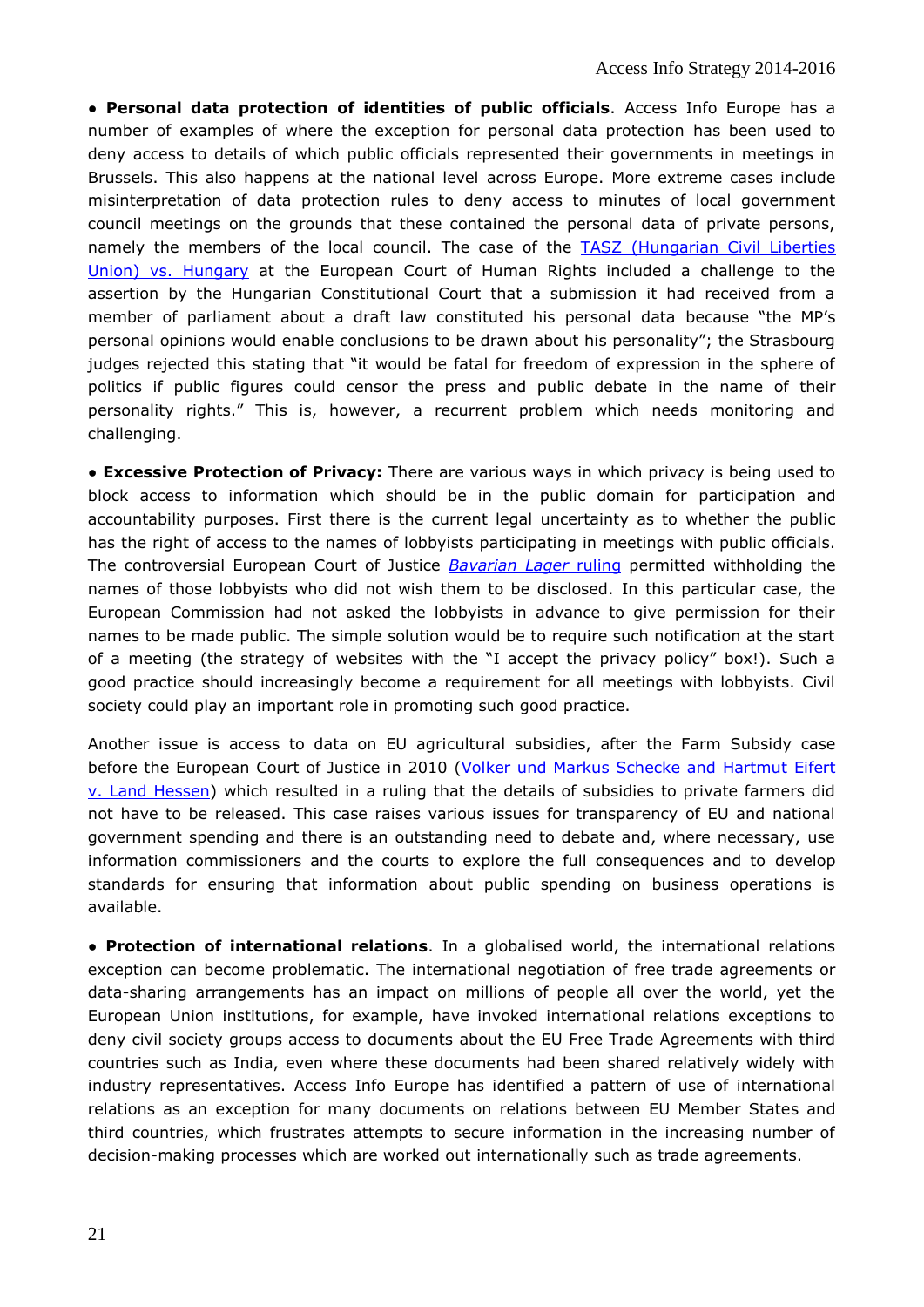• **Personal data protection of identities of public officials**. Access Info Europe has a number of examples of where the exception for personal data protection has been used to deny access to details of which public officials represented their governments in meetings in Brussels. This also happens at the national level across Europe. More extreme cases include misinterpretation of data protection rules to deny access to minutes of local government council meetings on the grounds that these contained the personal data of private persons, namely the members of the local council. The case of the TASZ (Hungarian Civil Liberties Union) vs. Hungary at the European Court of Human Rights included a challenge to the assertion by the Hungarian Constitutional Court that a submission it had received from a member of parliament about a draft law constituted his personal data because "the MP's personal opinions would enable conclusions to be drawn about his personality"; the Strasbourg judges rejected this stating that "it would be fatal for freedom of expression in the sphere of politics if public figures could censor the press and public debate in the name of their personality rights." This is, however, a recurrent problem which needs monitoring and challenging.

• **Excessive Protection of Privacy:** There are various ways in which privacy is being used to block access to information which should be in the public domain for participation and accountability purposes. First there is the current legal uncertainty as to whether the public has the right of access to the names of lobbyists participating in meetings with public officials. The controversial European Court of Justice *Bavarian Lager* ruling permitted withholding the names of those lobbyists who did not wish them to be disclosed. In this particular case, the European Commission had not asked the lobbyists in advance to give permission for their names to be made public. The simple solution would be to require such notification at the start of a meeting (the strategy of websites with the "I accept the privacy policy" box!). Such a good practice should increasingly become a requirement for all meetings with lobbyists. Civil society could play an important role in promoting such good practice.

Another issue is access to data on EU agricultural subsidies, after the Farm Subsidy case before the European Court of Justice in 2010 (Volker und Markus Schecke and Hartmut Eifert v. Land Hessen) which resulted in a ruling that the details of subsidies to private farmers did not have to be released. This case raises various issues for transparency of EU and national government spending and there is an outstanding need to debate and, where necessary, use information commissioners and the courts to explore the full consequences and to develop standards for ensuring that information about public spending on business operations is available.

• **Protection of international relations**. In a globalised world, the international relations exception can become problematic. The international negotiation of free trade agreements or data-sharing arrangements has an impact on millions of people all over the world, yet the European Union institutions, for example, have invoked international relations exceptions to deny civil society groups access to documents about the EU Free Trade Agreements with third countries such as India, even where these documents had been shared relatively widely with industry representatives. Access Info Europe has identified a pattern of use of international relations as an exception for many documents on relations between EU Member States and third countries, which frustrates attempts to secure information in the increasing number of decision-making processes which are worked out internationally such as trade agreements.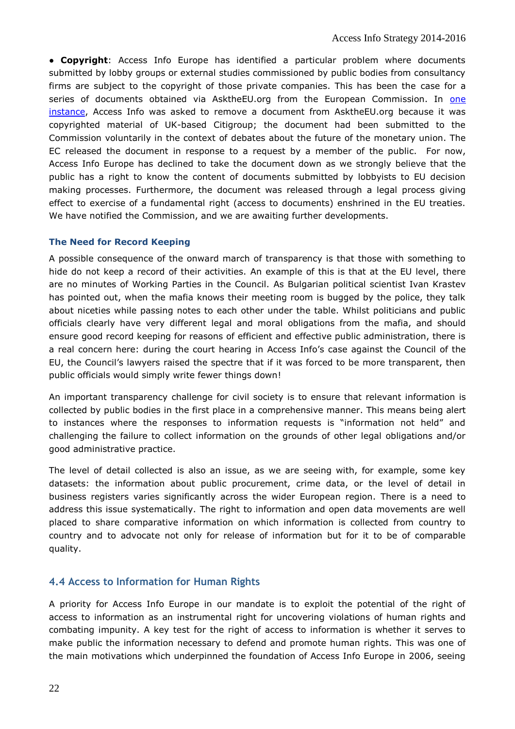- **Copyright**: Access Info Europe has identified a particular problem where documents submitted by lobby groups or external studies commissioned by public bodies from consultancy firms are subject to the copyright of those private companies. This has been the case for a series of documents obtained via AsktheEU.org from the European Commission. In [one instance](), Access Info was asked to remove a document from AsktheEU.org because it was copyrighted material of UK-based Citigroup; the document had been submitted to the Commission voluntarily in the context of debates about the future of the monetary union. The EC released the document in response to a request by a member of the public. For now, Access Info Europe has declined to take the document down as we strongly believe that the public has a right to know the content of documents submitted by lobbyists to EU decision making processes. Furthermore, the document was released through a legal process giving effect to exercise of a fundamental right (access to documents) enshrined in the EU treaties. We have notified the Commission, and we are awaiting further developments.

### The Need for Record Keeping

A possible consequence of the onward march of transparency is that those with something to hide do not keep a record of their activities. An example of this is that at the EU level, there are no minutes of Working Parties in the Council. As Bulgarian political scientist Ivan Krastev has pointed out, when the mafia knows their meeting room is bugged by the police, they talk about niceties while passing notes to each other under the table. Whilst politicians and public officials clearly have very different legal and moral obligations from the mafia, and should ensure good record keeping for reasons of efficient and effective public administration, there is a real concern here: during the court hearing in Access Info's case against the Council of the EU, the Council's lawyers raised the spectre that if it was forced to be more transparent, then public officials would simply write fewer things down!

An important transparency challenge for civil society is to ensure that relevant information is collected by public bodies in the first place in a comprehensive manner. This means being alert to instances where the responses to information requests is "information not held" and challenging the failure to collect information on the grounds of other legal obligations and/or good administrative practice.

The level of detail collected is also an issue, as we are seeing with, for example, some key datasets: the information about public procurement, crime data, or the level of detail in business registers varies significantly across the wider European region. There is a need to address this issue systematically. The right to information and open data movements are well placed to share comparative information on which information is collected from country to country and to advocate not only for release of information but for it to be of comparable quality.

## 4.4 Access to Information for Human Rights

A priority for Access Info Europe in our mandate is to exploit the potential of the right of access to information as an instrumental right for uncovering violations of human rights and combating impunity. A key test for the right of access to information is whether it serves to make public the information necessary to defend and promote human rights. This was one of the main motivations which underpinned the foundation of Access Info Europe in 2006, seeing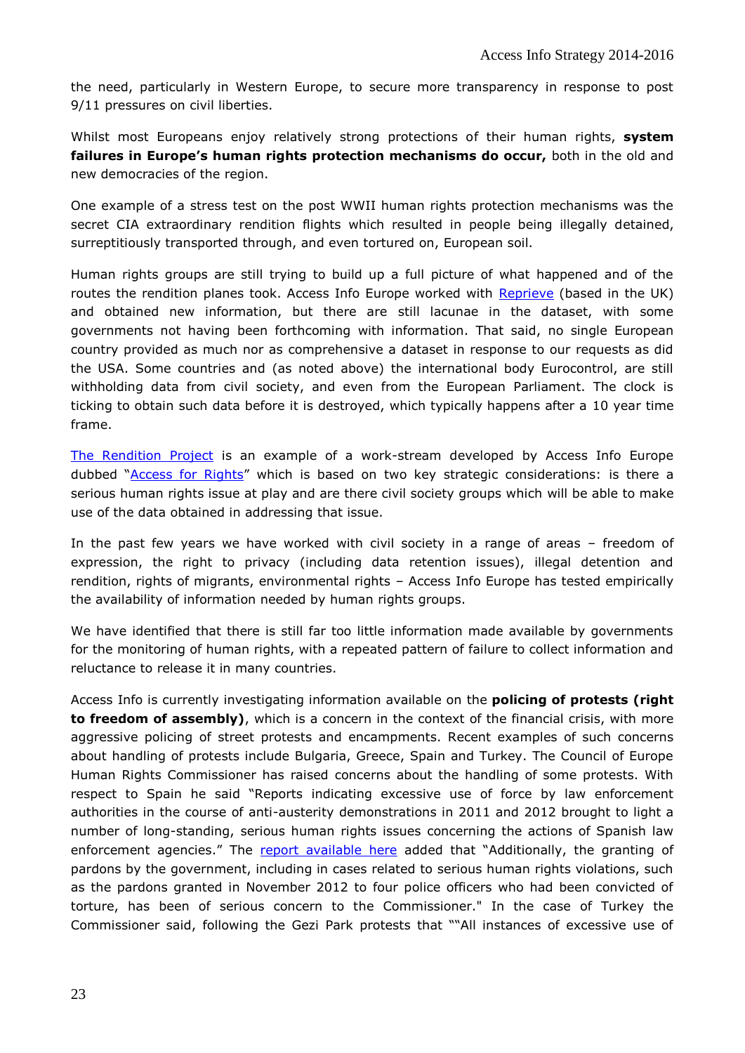the need, particularly in Western Europe, to secure more transparency in response to post 9/11 pressures on civil liberties.

Whilst most Europeans enjoy relatively strong protections of their human rights, **system failures in Europe's human rights protection mechanisms do occur,** both in the old and new democracies of the region.

One example of a stress test on the post WWII human rights protection mechanisms was the secret CIA extraordinary rendition flights which resulted in people being illegally detained, surreptitiously transported through, and even tortured on, European soil.

Human rights groups are still trying to build up a full picture of what happened and of the routes the rendition planes took. Access Info Europe worked with Reprieve (based in the UK) and obtained new information, but there are still lacunae in the dataset, with some governments not having been forthcoming with information. That said, no single European country provided as much nor as comprehensive a dataset in response to our requests as did the USA. Some countries and (as noted above) the international body Eurocontrol, are still withholding data from civil society, and even from the European Parliament. The clock is ticking to obtain such data before it is destroyed, which typically happens after a 10 year time frame.

The Rendition Project is an example of a work-stream developed by Access Info Europe dubbed "Access for Rights" which is based on two key strategic considerations: is there a serious human rights issue at play and are there civil society groups which will be able to make use of the data obtained in addressing that issue.

In the past few years we have worked with civil society in a range of areas – freedom of expression, the right to privacy (including data retention issues), illegal detention and rendition, rights of migrants, environmental rights – Access Info Europe has tested empirically the availability of information needed by human rights groups.

We have identified that there is still far too little information made available by governments for the monitoring of human rights, with a repeated pattern of failure to collect information and reluctance to release it in many countries.

Access Info is currently investigating information available on the **policing of protests (right to freedom of assembly)**, which is a concern in the context of the financial crisis, with more aggressive policing of street protests and encampments. Recent examples of such concerns about handling of protests include Bulgaria, Greece, Spain and Turkey. The Council of Europe Human Rights Commissioner has raised concerns about the handling of some protests. With respect to Spain he said "Reports indicating excessive use of force by law enforcement authorities in the course of anti-austerity demonstrations in 2011 and 2012 brought to light a number of long-standing, serious human rights issues concerning the actions of Spanish law enforcement agencies." The report available here added that "Additionally, the granting of pardons by the government, including in cases related to serious human rights violations, such as the pardons granted in November 2012 to four police officers who had been convicted of torture, has been of serious concern to the Commissioner." In the case of Turkey the Commissioner said, following the Gezi Park protests that ""All instances of excessive use of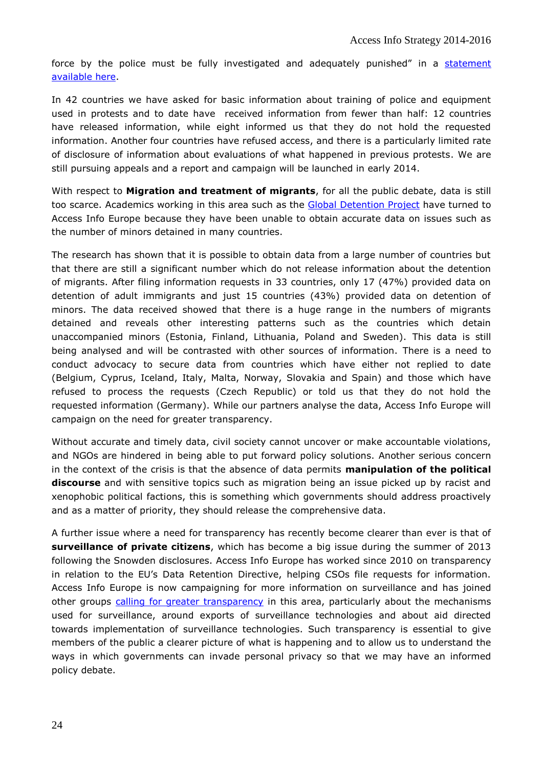force by the police must be fully investigated and adequately punished" in a statement available here.

In 42 countries we have asked for basic information about training of police and equipment used in protests and to date have received information from fewer than half: 12 countries have released information, while eight informed us that they do not hold the requested information. Another four countries have refused access, and there is a particularly limited rate of disclosure of information about evaluations of what happened in previous protests. We are still pursuing appeals and a report and campaign will be launched in early 2014.

With respect to **Migration and treatment of migrants**, for all the public debate, data is still too scarce. Academics working in this area such as the Global Detention Project have turned to Access Info Europe because they have been unable to obtain accurate data on issues such as the number of minors detained in many countries.

The research has shown that it is possible to obtain data from a large number of countries but that there are still a significant number which do not release information about the detention of migrants. After filing information requests in 33 countries, only 17 (47%) provided data on detention of adult immigrants and just 15 countries (43%) provided data on detention of minors. The data received showed that there is a huge range in the numbers of migrants detained and reveals other interesting patterns such as the countries which detain unaccompanied minors (Estonia, Finland, Lithuania, Poland and Sweden). This data is still being analysed and will be contrasted with other sources of information. There is a need to conduct advocacy to secure data from countries which have either not replied to date (Belgium, Cyprus, Iceland, Italy, Malta, Norway, Slovakia and Spain) and those which have refused to process the requests (Czech Republic) or told us that they do not hold the requested information (Germany). While our partners analyse the data, Access Info Europe will campaign on the need for greater transparency.

Without accurate and timely data, civil society cannot uncover or make accountable violations, and NGOs are hindered in being able to put forward policy solutions. Another serious concern in the context of the crisis is that the absence of data permits **manipulation of the political discourse** and with sensitive topics such as migration being an issue picked up by racist and xenophobic political factions, this is something which governments should address proactively and as a matter of priority, they should release the comprehensive data.

A further issue where a need for transparency has recently become clearer than ever is that of **surveillance of private citizens**, which has become a big issue during the summer of 2013 following the Snowden disclosures. Access Info Europe has worked since 2010 on transparency in relation to the EU's Data Retention Directive, helping CSOs file requests for information. Access Info Europe is now campaigning for more information on surveillance and has joined other groups calling for greater transparency in this area, particularly about the mechanisms used for surveillance, around exports of surveillance technologies and about aid directed towards implementation of surveillance technologies. Such transparency is essential to give members of the public a clearer picture of what is happening and to allow us to understand the ways in which governments can invade personal privacy so that we may have an informed policy debate.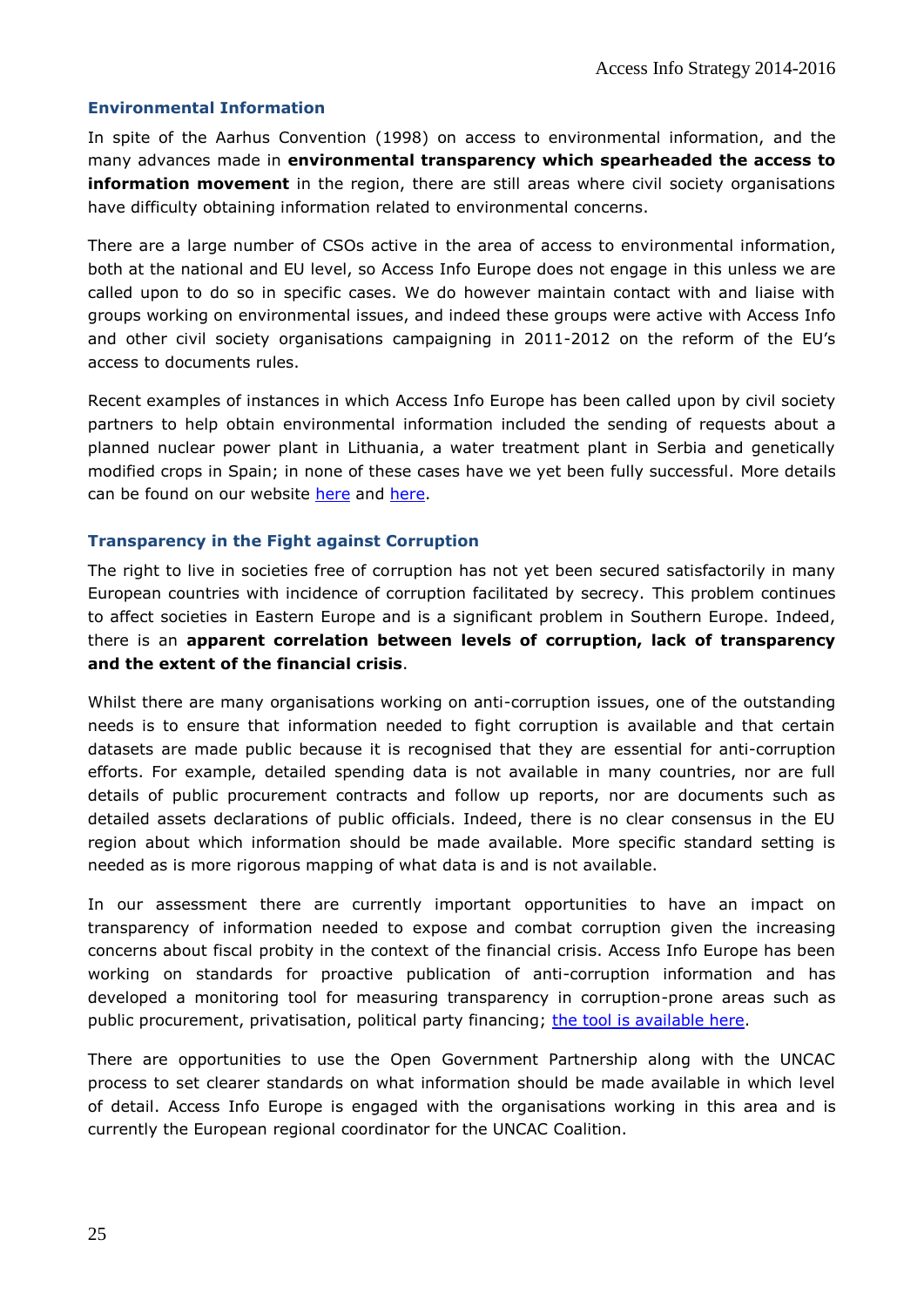### Environmental Information

In spite of the Aarhus Convention (1998) on access to environmental information, and the many advances made in **environmental transparency which spearheaded the access to information movement** in the region, there are still areas where civil society organisations have difficulty obtaining information related to environmental concerns.

There are a large number of CSOs active in the area of access to environmental information, both at the national and EU level, so Access Info Europe does not engage in this unless we are called upon to do so in specific cases. We do however maintain contact with and liaise with groups working on environmental issues, and indeed these groups were active with Access Info and other civil society organisations campaigning in 2011-2012 on the reform of the EU's access to documents rules.

Recent examples of instances in which Access Info Europe has been called upon by civil society partners to help obtain environmental information included the sending of requests about a planned nuclear power plant in Lithuania, a water treatment plant in Serbia and genetically modified crops in Spain; in none of these cases have we yet been fully successful. More details can be found on our website here and here.

### Transparency in the Fight against Corruption

The right to live in societies free of corruption has not yet been secured satisfactorily in many European countries with incidence of corruption facilitated by secrecy. This problem continues to affect societies in Eastern Europe and is a significant problem in Southern Europe. Indeed, there is an **apparent correlation between levels of corruption, lack of transparency and the extent of the financial crisis**.

Whilst there are many organisations working on anti-corruption issues, one of the outstanding needs is to ensure that information needed to fight corruption is available and that certain datasets are made public because it is recognised that they are essential for anti-corruption efforts. For example, detailed spending data is not available in many countries, nor are full details of public procurement contracts and follow up reports, nor are documents such as detailed assets declarations of public officials. Indeed, there is no clear consensus in the EU region about which information should be made available. More specific standard setting is needed as is more rigorous mapping of what data is and is not available.

In our assessment there are currently important opportunities to have an impact on transparency of information needed to expose and combat corruption given the increasing concerns about fiscal probity in the context of the financial crisis. Access Info Europe has been working on standards for proactive publication of anti-corruption information and has developed a monitoring tool for measuring transparency in corruption-prone areas such as public procurement, privatisation, political party financing; the tool is available here.

There are opportunities to use the Open Government Partnership along with the UNCAC process to set clearer standards on what information should be made available in which level of detail. Access Info Europe is engaged with the organisations working in this area and is currently the European regional coordinator for the UNCAC Coalition.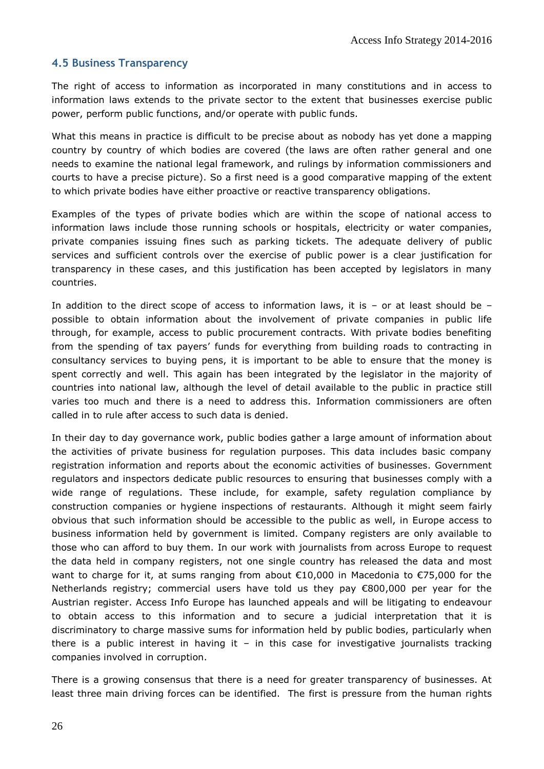### 4.5 Business Transparency

The right of access to information as incorporated in many constitutions and in access to information laws extends to the private sector to the extent that businesses exercise public power, perform public functions, and/or operate with public funds.

What this means in practice is difficult to be precise about as nobody has yet done a mapping country by country of which bodies are covered (the laws are often rather general and one needs to examine the national legal framework, and rulings by information commissioners and courts to have a precise picture). So a first need is a good comparative mapping of the extent to which private bodies have either proactive or reactive transparency obligations.

Examples of the types of private bodies which are within the scope of national access to information laws include those running schools or hospitals, electricity or water companies, private companies issuing fines such as parking tickets. The adequate delivery of public services and sufficient controls over the exercise of public power is a clear justification for transparency in these cases, and this justification has been accepted by legislators in many countries.

In addition to the direct scope of access to information laws, it is – or at least should be – possible to obtain information about the involvement of private companies in public life through, for example, access to public procurement contracts. With private bodies benefiting from the spending of tax payers' funds for everything from building roads to contracting in consultancy services to buying pens, it is important to be able to ensure that the money is spent correctly and well. This again has been integrated by the legislator in the majority of countries into national law, although the level of detail available to the public in practice still varies too much and there is a need to address this. Information commissioners are often called in to rule after access to such data is denied.

In their day to day governance work, public bodies gather a large amount of information about the activities of private business for regulation purposes. This data includes basic company registration information and reports about the economic activities of businesses. Government regulators and inspectors dedicate public resources to ensuring that businesses comply with a wide range of regulations. These include, for example, safety regulation compliance by construction companies or hygiene inspections of restaurants. Although it might seem fairly obvious that such information should be accessible to the public as well, in Europe access to business information held by government is limited. Company registers are only available to those who can afford to buy them. In our work with journalists from across Europe to request the data held in company registers, not one single country has released the data and most want to charge for it, at sums ranging from about €10,000 in Macedonia to €75,000 for the Netherlands registry; commercial users have told us they pay €800,000 per year for the Austrian register. Access Info Europe has launched appeals and will be litigating to endeavour to obtain access to this information and to secure a judicial interpretation that it is discriminatory to charge massive sums for information held by public bodies, particularly when there is a public interest in having it – in this case for investigative journalists tracking companies involved in corruption.

There is a growing consensus that there is a need for greater transparency of businesses. At least three main driving forces can be identified. The first is pressure from the human rights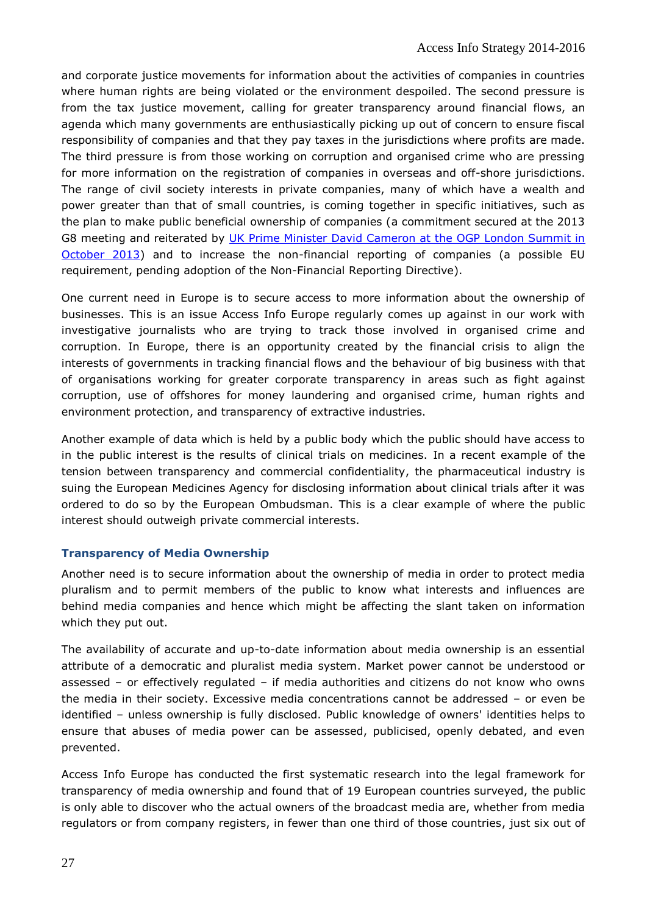and corporate justice movements for information about the activities of companies in countries where human rights are being violated or the environment despoiled. The second pressure is from the tax justice movement, calling for greater transparency around financial flows, an agenda which many governments are enthusiastically picking up out of concern to ensure fiscal responsibility of companies and that they pay taxes in the jurisdictions where profits are made. The third pressure is from those working on corruption and organised crime who are pressing for more information on the registration of companies in overseas and off-shore jurisdictions. The range of civil society interests in private companies, many of which have a wealth and power greater than that of small countries, is coming together in specific initiatives, such as the plan to make public beneficial ownership of companies (a commitment secured at the 2013 G8 meeting and reiterated by [UK Prime Minister David Cameron at the OGP London Summit in October 2013]) and to increase the non-financial reporting of companies (a possible EU requirement, pending adoption of the Non-Financial Reporting Directive).

One current need in Europe is to secure access to more information about the ownership of businesses. This is an issue Access Info Europe regularly comes up against in our work with investigative journalists who are trying to track those involved in organised crime and corruption. In Europe, there is an opportunity created by the financial crisis to align the interests of governments in tracking financial flows and the behaviour of big business with that of organisations working for greater corporate transparency in areas such as fight against corruption, use of offshores for money laundering and organised crime, human rights and environment protection, and transparency of extractive industries.

Another example of data which is held by a public body which the public should have access to in the public interest is the results of clinical trials on medicines. In a recent example of the tension between transparency and commercial confidentiality, the pharmaceutical industry is suing the European Medicines Agency for disclosing information about clinical trials after it was ordered to do so by the European Ombudsman. This is a clear example of where the public interest should outweigh private commercial interests.

### Transparency of Media Ownership

Another need is to secure information about the ownership of media in order to protect media pluralism and to permit members of the public to know what interests and influences are behind media companies and hence which might be affecting the slant taken on information which they put out.

The availability of accurate and up-to-date information about media ownership is an essential attribute of a democratic and pluralist media system. Market power cannot be understood or assessed – or effectively regulated – if media authorities and citizens do not know who owns the media in their society. Excessive media concentrations cannot be addressed – or even be identified – unless ownership is fully disclosed. Public knowledge of owners' identities helps to ensure that abuses of media power can be assessed, publicised, openly debated, and even prevented.

Access Info Europe has conducted the first systematic research into the legal framework for transparency of media ownership and found that of 19 European countries surveyed, the public is only able to discover who the actual owners of the broadcast media are, whether from media regulators or from company registers, in fewer than one third of those countries, just six out of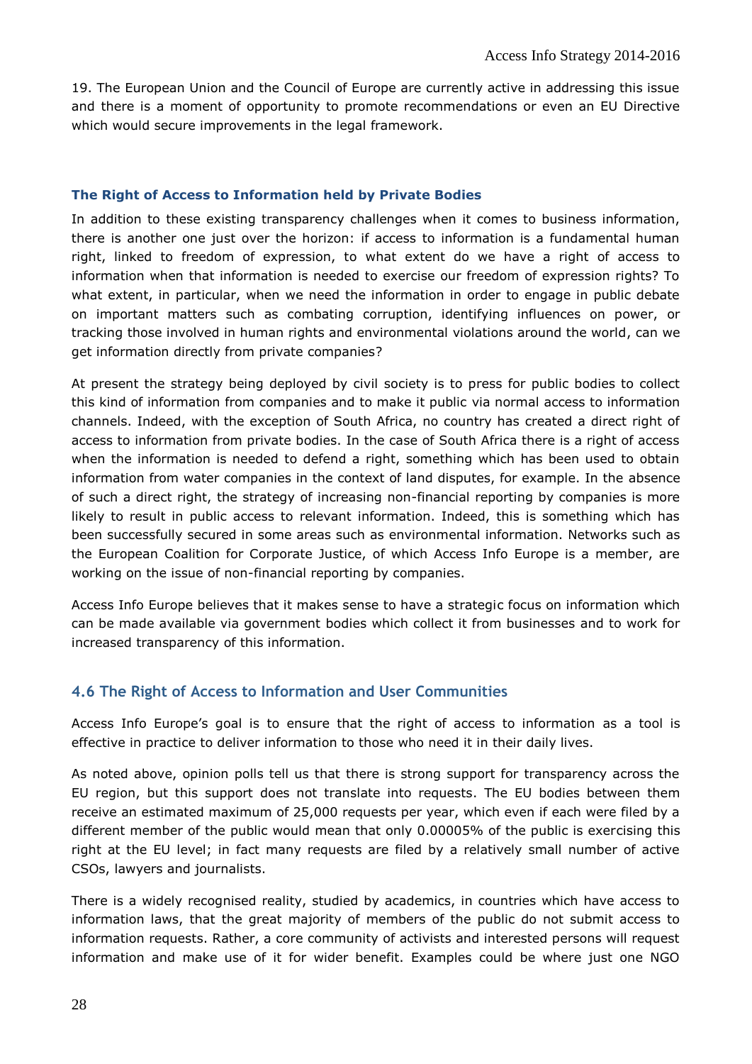19. The European Union and the Council of Europe are currently active in addressing this issue and there is a moment of opportunity to promote recommendations or even an EU Directive which would secure improvements in the legal framework.

### The Right of Access to Information held by Private Bodies

In addition to these existing transparency challenges when it comes to business information, there is another one just over the horizon: if access to information is a fundamental human right, linked to freedom of expression, to what extent do we have a right of access to information when that information is needed to exercise our freedom of expression rights? To what extent, in particular, when we need the information in order to engage in public debate on important matters such as combating corruption, identifying influences on power, or tracking those involved in human rights and environmental violations around the world, can we get information directly from private companies?

At present the strategy being deployed by civil society is to press for public bodies to collect this kind of information from companies and to make it public via normal access to information channels. Indeed, with the exception of South Africa, no country has created a direct right of access to information from private bodies. In the case of South Africa there is a right of access when the information is needed to defend a right, something which has been used to obtain information from water companies in the context of land disputes, for example. In the absence of such a direct right, the strategy of increasing non-financial reporting by companies is more likely to result in public access to relevant information. Indeed, this is something which has been successfully secured in some areas such as environmental information. Networks such as the European Coalition for Corporate Justice, of which Access Info Europe is a member, are working on the issue of non-financial reporting by companies.

Access Info Europe believes that it makes sense to have a strategic focus on information which can be made available via government bodies which collect it from businesses and to work for increased transparency of this information.

## 4.6 The Right of Access to Information and User Communities

Access Info Europe's goal is to ensure that the right of access to information as a tool is effective in practice to deliver information to those who need it in their daily lives.

As noted above, opinion polls tell us that there is strong support for transparency across the EU region, but this support does not translate into requests. The EU bodies between them receive an estimated maximum of 25,000 requests per year, which even if each were filed by a different member of the public would mean that only 0.00005% of the public is exercising this right at the EU level; in fact many requests are filed by a relatively small number of active CSOs, lawyers and journalists.

There is a widely recognised reality, studied by academics, in countries which have access to information laws, that the great majority of members of the public do not submit access to information requests. Rather, a core community of activists and interested persons will request information and make use of it for wider benefit. Examples could be where just one NGO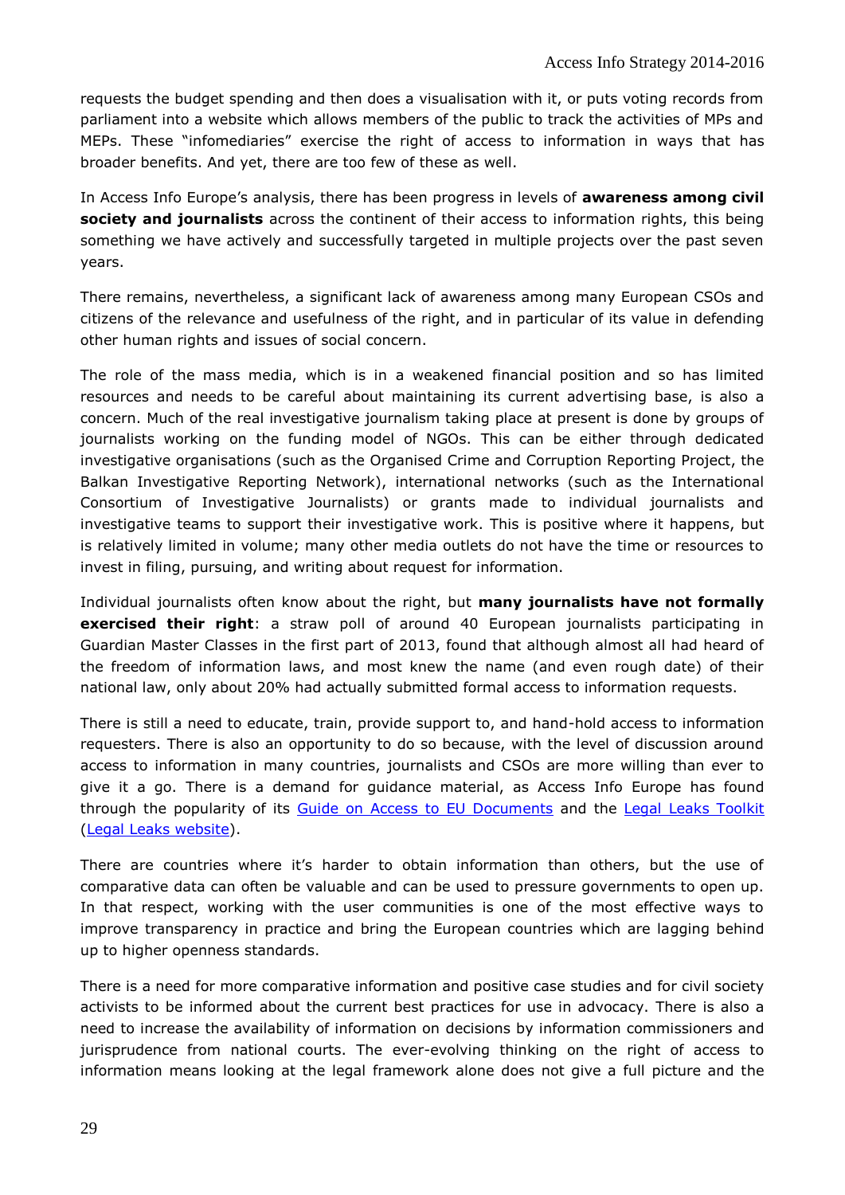requests the budget spending and then does a visualisation with it, or puts voting records from parliament into a website which allows members of the public to track the activities of MPs and MEPs. These "infomediaries" exercise the right of access to information in ways that has broader benefits. And yet, there are too few of these as well.

In Access Info Europe's analysis, there has been progress in levels of **awareness among civil society and journalists** across the continent of their access to information rights, this being something we have actively and successfully targeted in multiple projects over the past seven years.

There remains, nevertheless, a significant lack of awareness among many European CSOs and citizens of the relevance and usefulness of the right, and in particular of its value in defending other human rights and issues of social concern.

The role of the mass media, which is in a weakened financial position and so has limited resources and needs to be careful about maintaining its current advertising base, is also a concern. Much of the real investigative journalism taking place at present is done by groups of journalists working on the funding model of NGOs. This can be either through dedicated investigative organisations (such as the Organised Crime and Corruption Reporting Project, the Balkan Investigative Reporting Network), international networks (such as the International Consortium of Investigative Journalists) or grants made to individual journalists and investigative teams to support their investigative work. This is positive where it happens, but is relatively limited in volume; many other media outlets do not have the time or resources to invest in filing, pursuing, and writing about request for information.

Individual journalists often know about the right, but **many journalists have not formally exercised their right**: a straw poll of around 40 European journalists participating in Guardian Master Classes in the first part of 2013, found that although almost all had heard of the freedom of information laws, and most knew the name (and even rough date) of their national law, only about 20% had actually submitted formal access to information requests.

There is still a need to educate, train, provide support to, and hand-hold access to information requesters. There is also an opportunity to do so because, with the level of discussion around access to information in many countries, journalists and CSOs are more willing than ever to give it a go. There is a demand for guidance material, as Access Info Europe has found through the popularity of its Guide on Access to EU Documents and the Legal Leaks Toolkit (Legal Leaks website).

There are countries where it's harder to obtain information than others, but the use of comparative data can often be valuable and can be used to pressure governments to open up. In that respect, working with the user communities is one of the most effective ways to improve transparency in practice and bring the European countries which are lagging behind up to higher openness standards.

There is a need for more comparative information and positive case studies and for civil society activists to be informed about the current best practices for use in advocacy. There is also a need to increase the availability of information on decisions by information commissioners and jurisprudence from national courts. The ever-evolving thinking on the right of access to information means looking at the legal framework alone does not give a full picture and the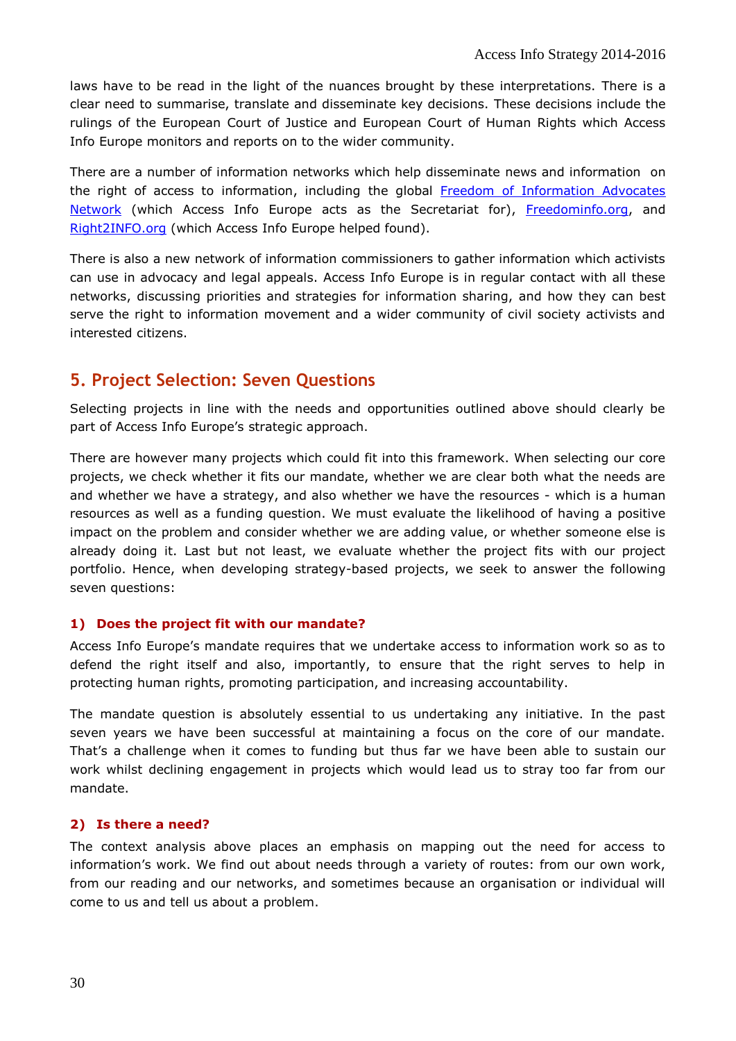laws have to be read in the light of the nuances brought by these interpretations. There is a clear need to summarise, translate and disseminate key decisions. These decisions include the rulings of the European Court of Justice and European Court of Human Rights which Access Info Europe monitors and reports on to the wider community.

There are a number of information networks which help disseminate news and information on the right of access to information, including the global [Freedom of Information Advocates Network](#) (which Access Info Europe acts as the Secretariat for), [Freedominfo.org](#), and [Right2INFO.org](#) (which Access Info Europe helped found).

There is also a new network of information commissioners to gather information which activists can use in advocacy and legal appeals. Access Info Europe is in regular contact with all these networks, discussing priorities and strategies for information sharing, and how they can best serve the right to information movement and a wider community of civil society activists and interested citizens.

## 5. Project Selection: Seven Questions

Selecting projects in line with the needs and opportunities outlined above should clearly be part of Access Info Europe's strategic approach.

There are however many projects which could fit into this framework. When selecting our core projects, we check whether it fits our mandate, whether we are clear both what the needs are and whether we have a strategy, and also whether we have the resources - which is a human resources as well as a funding question. We must evaluate the likelihood of having a positive impact on the problem and consider whether we are adding value, or whether someone else is already doing it. Last but not least, we evaluate whether the project fits with our project portfolio. Hence, when developing strategy-based projects, we seek to answer the following seven questions:

### 1) Does the project fit with our mandate?

Access Info Europe's mandate requires that we undertake access to information work so as to defend the right itself and also, importantly, to ensure that the right serves to help in protecting human rights, promoting participation, and increasing accountability.

The mandate question is absolutely essential to us undertaking any initiative. In the past seven years we have been successful at maintaining a focus on the core of our mandate. That's a challenge when it comes to funding but thus far we have been able to sustain our work whilst declining engagement in projects which would lead us to stray too far from our mandate.

### 2) Is there a need?

The context analysis above places an emphasis on mapping out the need for access to information's work. We find out about needs through a variety of routes: from our own work, from our reading and our networks, and sometimes because an organisation or individual will come to us and tell us about a problem.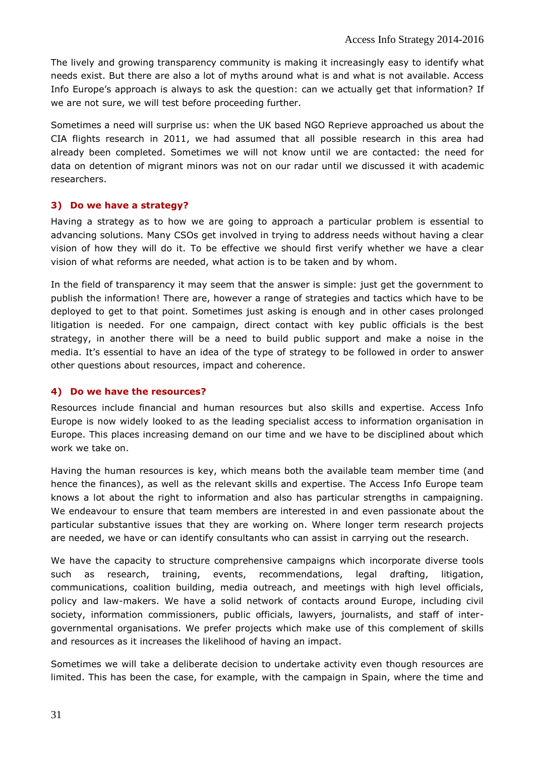The lively and growing transparency community is making it increasingly easy to identify what needs exist. But there are also a lot of myths around what is and what is not available. Access Info Europe's approach is always to ask the question: can we actually get that information? If we are not sure, we will test before proceeding further.

Sometimes a need will surprise us: when the UK based NGO Reprieve approached us about the CIA flights research in 2011, we had assumed that all possible research in this area had already been completed. Sometimes we will not know until we are contacted: the need for data on detention of migrant minors was not on our radar until we discussed it with academic researchers.

### 3) Do we have a strategy?

Having a strategy as to how we are going to approach a particular problem is essential to advancing solutions. Many CSOs get involved in trying to address needs without having a clear vision of how they will do it. To be effective we should first verify whether we have a clear vision of what reforms are needed, what action is to be taken and by whom.

In the field of transparency it may seem that the answer is simple: just get the government to publish the information! There are, however a range of strategies and tactics which have to be deployed to get to that point. Sometimes just asking is enough and in other cases prolonged litigation is needed. For one campaign, direct contact with key public officials is the best strategy, in another there will be a need to build public support and make a noise in the media. It's essential to have an idea of the type of strategy to be followed in order to answer other questions about resources, impact and coherence.

### 4) Do we have the resources?

Resources include financial and human resources but also skills and expertise. Access Info Europe is now widely looked to as the leading specialist access to information organisation in Europe. This places increasing demand on our time and we have to be disciplined about which work we take on.

Having the human resources is key, which means both the available team member time (and hence the finances), as well as the relevant skills and expertise. The Access Info Europe team knows a lot about the right to information and also has particular strengths in campaigning. We endeavour to ensure that team members are interested in and even passionate about the particular substantive issues that they are working on. Where longer term research projects are needed, we have or can identify consultants who can assist in carrying out the research.

We have the capacity to structure comprehensive campaigns which incorporate diverse tools such as research, training, events, recommendations, legal drafting, litigation, communications, coalition building, media outreach, and meetings with high level officials, policy and law-makers. We have a solid network of contacts around Europe, including civil society, information commissioners, public officials, lawyers, journalists, and staff of inter-governmental organisations. We prefer projects which make use of this complement of skills and resources as it increases the likelihood of having an impact.

Sometimes we will take a deliberate decision to undertake activity even though resources are limited. This has been the case, for example, with the campaign in Spain, where the time and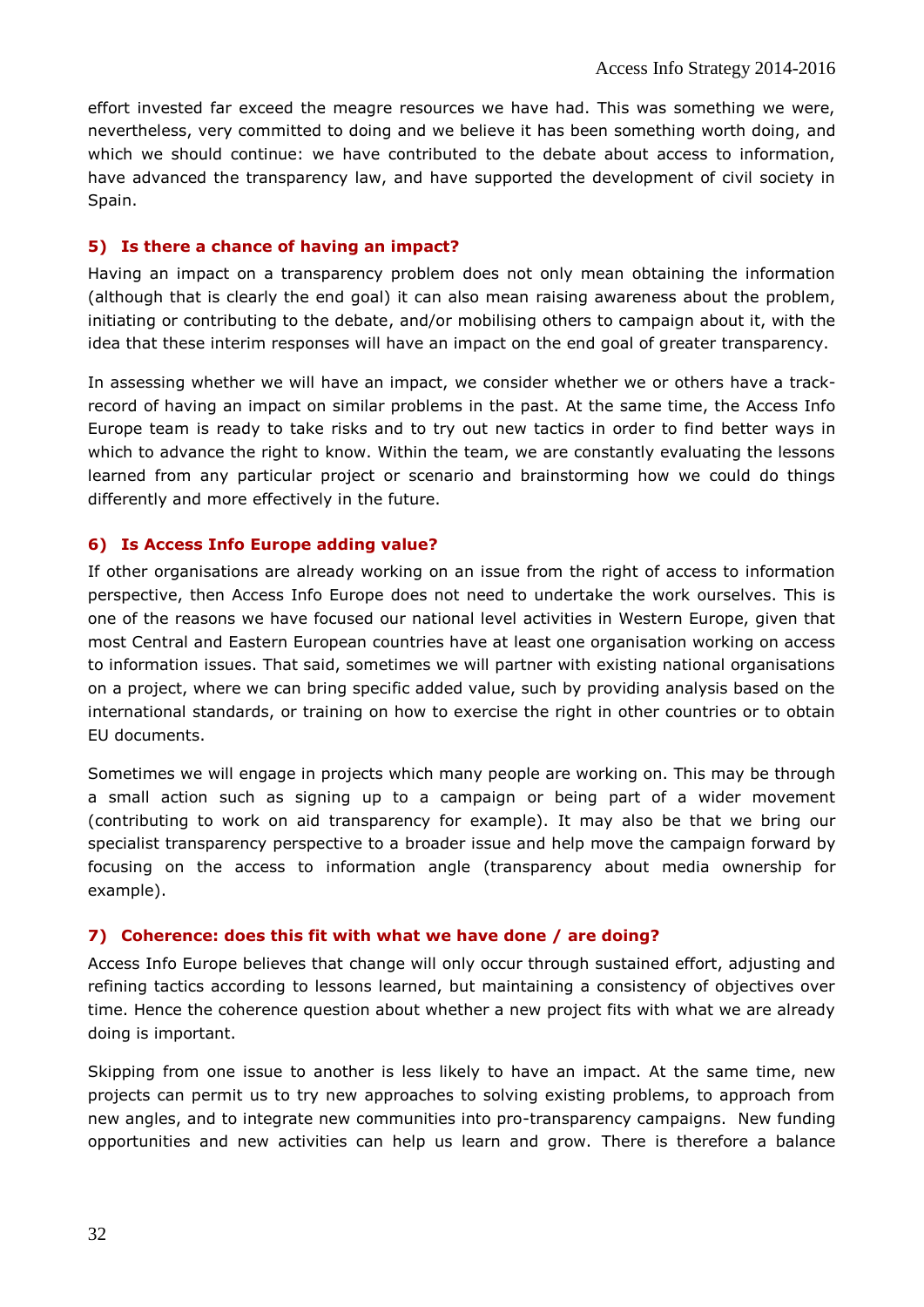effort invested far exceed the meagre resources we have had. This was something we were, nevertheless, very committed to doing and we believe it has been something worth doing, and which we should continue: we have contributed to the debate about access to information, have advanced the transparency law, and have supported the development of civil society in Spain.

### 5) Is there a chance of having an impact?

Having an impact on a transparency problem does not only mean obtaining the information (although that is clearly the end goal) it can also mean raising awareness about the problem, initiating or contributing to the debate, and/or mobilising others to campaign about it, with the idea that these interim responses will have an impact on the end goal of greater transparency.

In assessing whether we will have an impact, we consider whether we or others have a track-record of having an impact on similar problems in the past. At the same time, the Access Info Europe team is ready to take risks and to try out new tactics in order to find better ways in which to advance the right to know. Within the team, we are constantly evaluating the lessons learned from any particular project or scenario and brainstorming how we could do things differently and more effectively in the future.

### 6) Is Access Info Europe adding value?

If other organisations are already working on an issue from the right of access to information perspective, then Access Info Europe does not need to undertake the work ourselves. This is one of the reasons we have focused our national level activities in Western Europe, given that most Central and Eastern European countries have at least one organisation working on access to information issues. That said, sometimes we will partner with existing national organisations on a project, where we can bring specific added value, such by providing analysis based on the international standards, or training on how to exercise the right in other countries or to obtain EU documents.

Sometimes we will engage in projects which many people are working on. This may be through a small action such as signing up to a campaign or being part of a wider movement (contributing to work on aid transparency for example). It may also be that we bring our specialist transparency perspective to a broader issue and help move the campaign forward by focusing on the access to information angle (transparency about media ownership for example).

### 7) Coherence: does this fit with what we have done / are doing?

Access Info Europe believes that change will only occur through sustained effort, adjusting and refining tactics according to lessons learned, but maintaining a consistency of objectives over time. Hence the coherence question about whether a new project fits with what we are already doing is important.

Skipping from one issue to another is less likely to have an impact. At the same time, new projects can permit us to try new approaches to solving existing problems, to approach from new angles, and to integrate new communities into pro-transparency campaigns. New funding opportunities and new activities can help us learn and grow. There is therefore a balance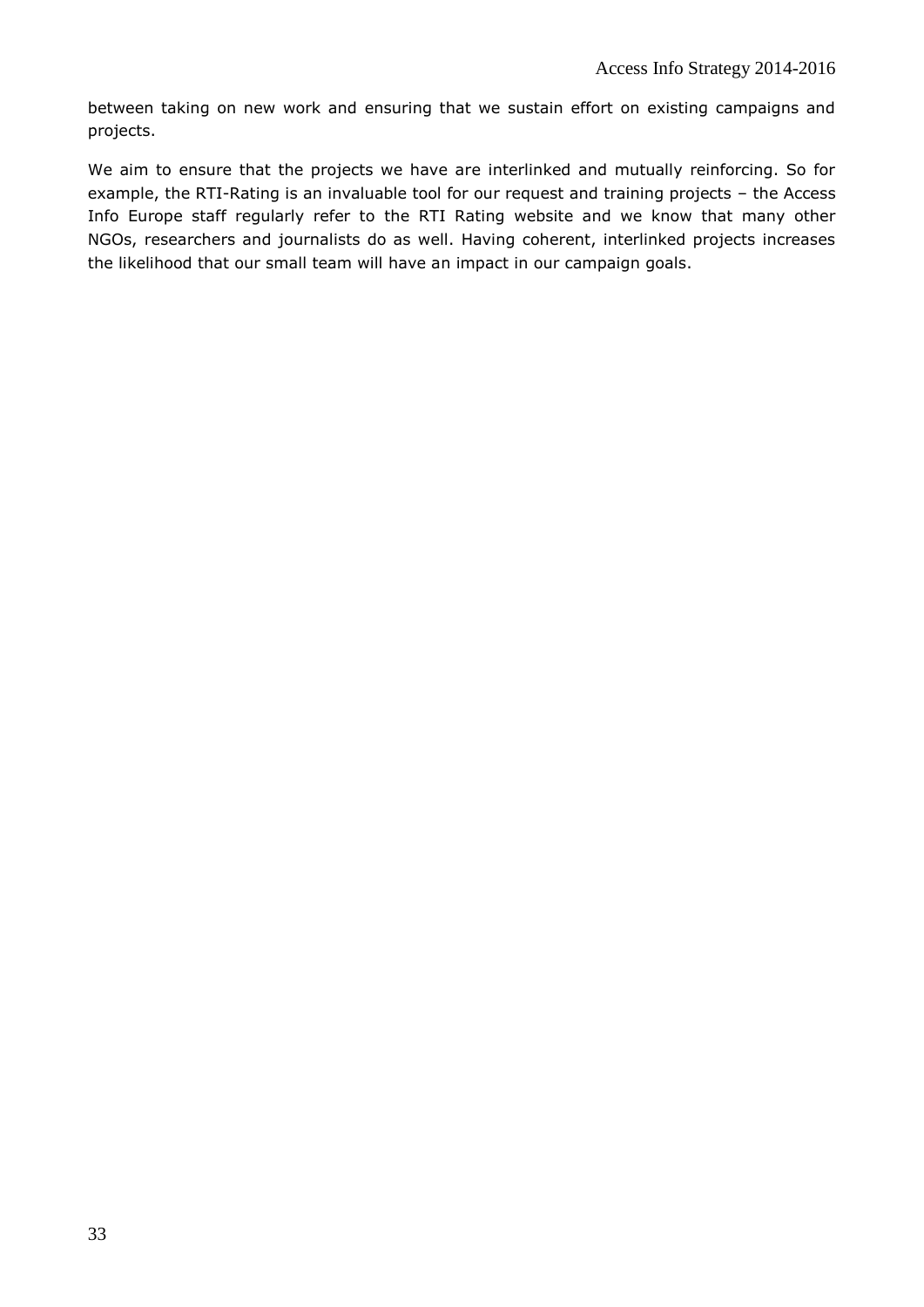between taking on new work and ensuring that we sustain effort on existing campaigns and projects.

We aim to ensure that the projects we have are interlinked and mutually reinforcing. So for example, the RTI-Rating is an invaluable tool for our request and training projects – the Access Info Europe staff regularly refer to the RTI Rating website and we know that many other NGOs, researchers and journalists do as well. Having coherent, interlinked projects increases the likelihood that our small team will have an impact in our campaign goals.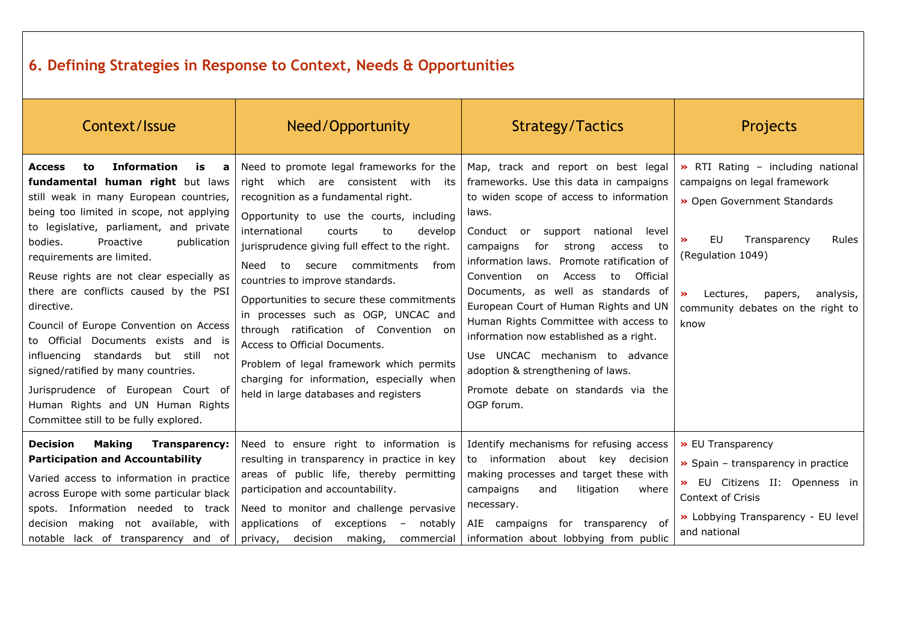## 6. Defining Strategies in Response to Context, Needs & Opportunities

| Context/Issue | Need/Opportunity | Strategy/Tactics | Projects |
|---|---|---|---|
| **Access to Information is a fundamental human right** but laws still weak in many European countries, being too limited in scope, not applying to legislative, parliament, and private bodies. Proactive publication requirements are limited.<br><br>Reuse rights are not clear especially as there are conflicts caused by the PSI directive.<br><br>Council of Europe Convention on Access to Official Documents exists and is influencing standards but still not signed/ratified by many countries.<br><br>Jurisprudence of European Court of Human Rights and UN Human Rights Committee still to be fully explored. | Need to promote legal frameworks for the right which are consistent with its recognition as a fundamental right.<br><br>Opportunity to use the courts, including international courts to develop jurisprudence giving full effect to the right.<br><br>Need to secure commitments from countries to improve standards.<br><br>Opportunities to secure these commitments in processes such as OGP, UNCAC and through ratification of Convention on Access to Official Documents.<br><br>Problem of legal framework which permits charging for information, especially when held in large databases and registers | Map, track and report on best legal frameworks. Use this data in campaigns to widen scope of access to information laws.<br><br>Conduct or support national level campaigns for strong access to information laws. Promote ratification of Convention on Access to Official Documents, as well as standards of European Court of Human Rights and UN Human Rights Committee with access to information now established as a right.<br><br>Use UNCAC mechanism to advance adoption & strengthening of laws.<br><br>Promote debate on standards via the OGP forum. | » RTI Rating – including national campaigns on legal framework<br><br>» Open Government Standards<br><br>» EU Transparency Rules (Regulation 1049)<br><br>» Lectures, papers, analysis, community debates on the right to know |
| **Decision Making Transparency: Participation and Accountability**<br><br>Varied access to information in practice across Europe with some particular black spots. Information needed to track decision making not available, with notable lack of transparency and of | Need to ensure right to information is resulting in transparency in practice in key areas of public life, thereby permitting participation and accountability.<br><br>Need to monitor and challenge pervasive applications of exceptions – notably privacy, decision making, commercial | Identify mechanisms for refusing access to information about key decision making processes and target these with campaigns and litigation where necessary.<br><br>AIE campaigns for transparency of information about lobbying from public | » EU Transparency<br><br>» Spain – transparency in practice<br><br>» EU Citizens II: Openness in Context of Crisis<br><br>» Lobbying Transparency - EU level and national |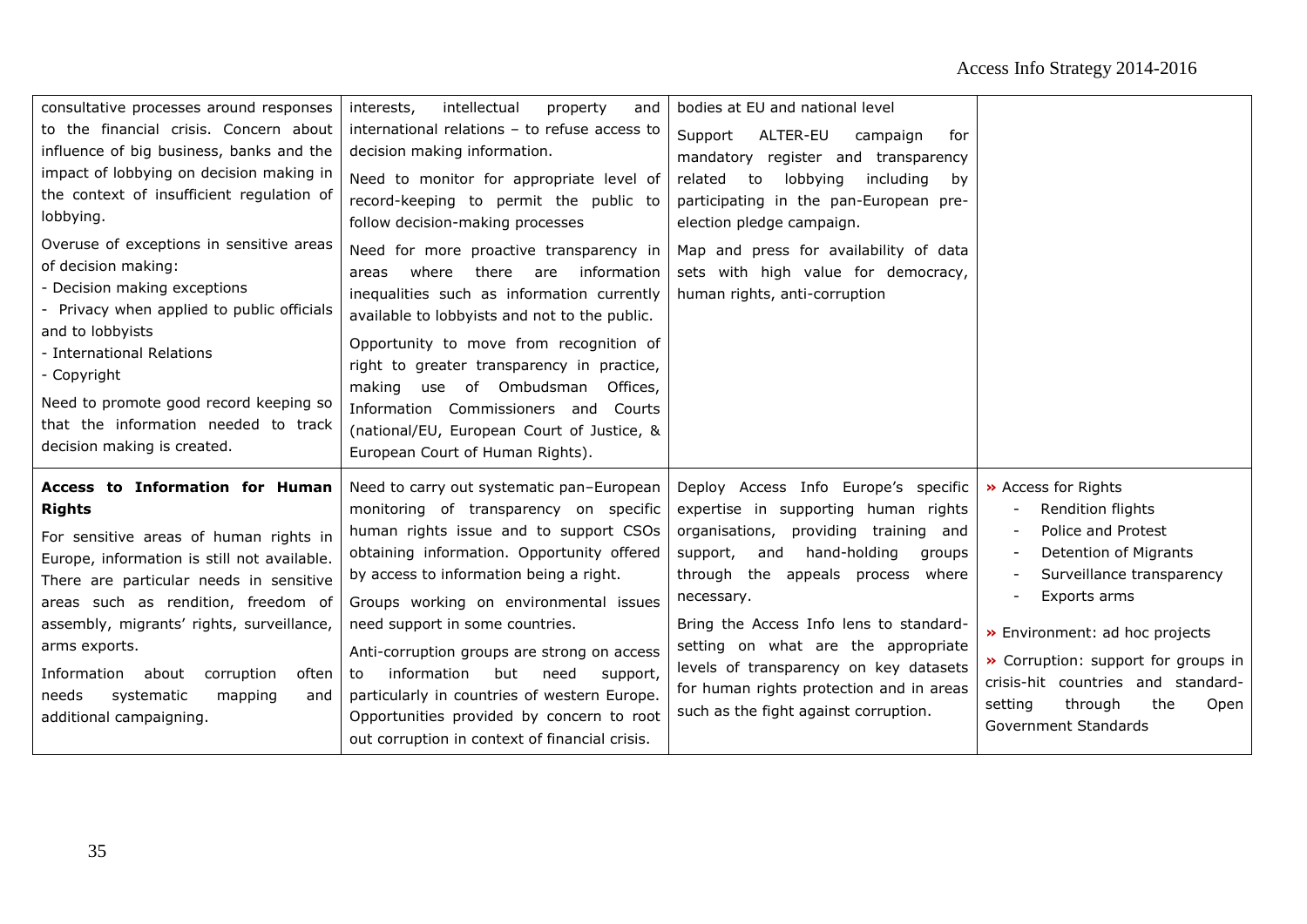| | | | |
|---|---|---|---|
| consultative processes around responses to the financial crisis. Concern about influence of big business, banks and the impact of lobbying on decision making in the context of insufficient regulation of lobbying.<br><br>Overuse of exceptions in sensitive areas of decision making:<br>- Decision making exceptions<br>- Privacy when applied to public officials and to lobbyists<br>- International Relations<br>- Copyright<br><br>Need to promote good record keeping so that the information needed to track decision making is created. | interests, intellectual property and international relations – to refuse access to decision making information.<br><br>Need to monitor for appropriate level of record-keeping to permit the public to follow decision-making processes<br><br>Need for more proactive transparency in areas where there are information inequalities such as information currently available to lobbyists and not to the public.<br><br>Opportunity to move from recognition of right to greater transparency in practice, making use of Ombudsman Offices, Information Commissioners and Courts (national/EU, European Court of Justice, & European Court of Human Rights). | bodies at EU and national level<br><br>Support ALTER-EU campaign for mandatory register and transparency related to lobbying including by participating in the pan-European pre-election pledge campaign.<br><br>Map and press for availability of data sets with high value for democracy, human rights, anti-corruption | |
| **Access to Information for Human Rights**<br><br>For sensitive areas of human rights in Europe, information is still not available. There are particular needs in sensitive areas such as rendition, freedom of assembly, migrants' rights, surveillance, arms exports.<br><br>Information about corruption often needs systematic mapping and additional campaigning. | Need to carry out systematic pan–European monitoring of transparency on specific human rights issue and to support CSOs obtaining information. Opportunity offered by access to information being a right.<br><br>Groups working on environmental issues need support in some countries.<br><br>Anti-corruption groups are strong on access to information but need support, particularly in countries of western Europe. Opportunities provided by concern to root out corruption in context of financial crisis. | Deploy Access Info Europe's specific expertise in supporting human rights organisations, providing training and support, and hand-holding groups through the appeals process where necessary.<br><br>Bring the Access Info lens to standard-setting on what are the appropriate levels of transparency on key datasets for human rights protection and in areas such as the fight against corruption. | » Access for Rights<br>- Rendition flights<br>- Police and Protest<br>- Detention of Migrants<br>- Surveillance transparency<br>- Exports arms<br><br>» Environment: ad hoc projects<br><br>» Corruption: support for groups in crisis-hit countries and standard-setting through the Open Government Standards |